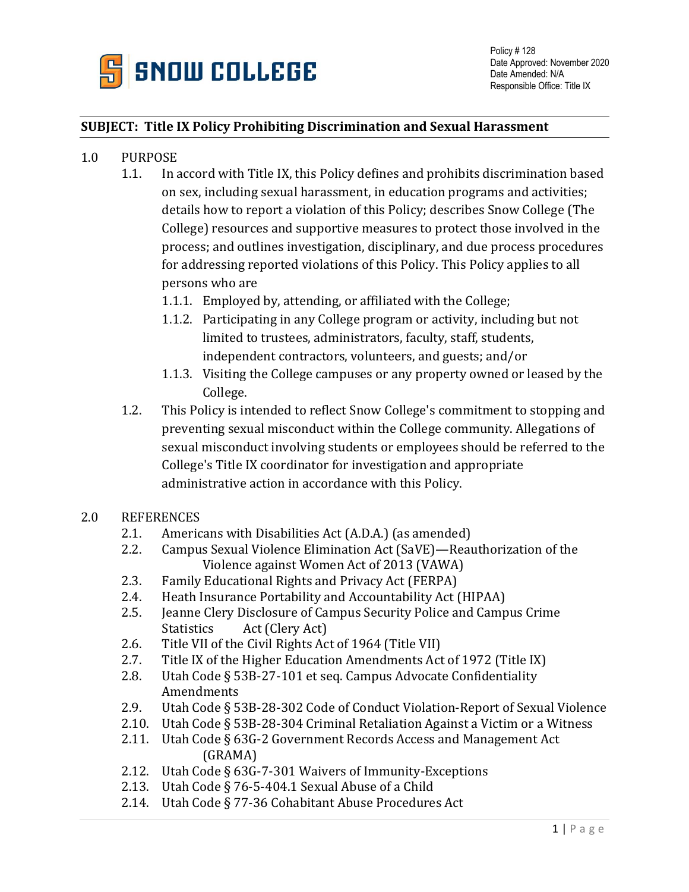**SNOW COLLEGE**

Policy # 128
Date Approved: November 2020
Date Amended: N/A
Responsible Office: Title IX

## SUBJECT: Title IX Policy Prohibiting Discrimination and Sexual Harassment

### 1.0 PURPOSE

1.1. In accord with Title IX, this Policy defines and prohibits discrimination based on sex, including sexual harassment, in education programs and activities; details how to report a violation of this Policy; describes Snow College (The College) resources and supportive measures to protect those involved in the process; and outlines investigation, disciplinary, and due process procedures for addressing reported violations of this Policy. This Policy applies to all persons who are

- 1.1.1. Employed by, attending, or affiliated with the College;
- 1.1.2. Participating in any College program or activity, including but not limited to trustees, administrators, faculty, staff, students, independent contractors, volunteers, and guests; and/or
- 1.1.3. Visiting the College campuses or any property owned or leased by the College.

1.2. This Policy is intended to reflect Snow College's commitment to stopping and preventing sexual misconduct within the College community. Allegations of sexual misconduct involving students or employees should be referred to the College's Title IX coordinator for investigation and appropriate administrative action in accordance with this Policy.

### 2.0 REFERENCES

- 2.1. Americans with Disabilities Act (A.D.A.) (as amended)
- 2.2. Campus Sexual Violence Elimination Act (SaVE)—Reauthorization of the Violence against Women Act of 2013 (VAWA)
- 2.3. Family Educational Rights and Privacy Act (FERPA)
- 2.4. Heath Insurance Portability and Accountability Act (HIPAA)
- 2.5. Jeanne Clery Disclosure of Campus Security Police and Campus Crime Statistics Act (Clery Act)
- 2.6. Title VII of the Civil Rights Act of 1964 (Title VII)
- 2.7. Title IX of the Higher Education Amendments Act of 1972 (Title IX)
- 2.8. Utah Code § 53B-27-101 et seq. Campus Advocate Confidentiality Amendments
- 2.9. Utah Code § 53B-28-302 Code of Conduct Violation-Report of Sexual Violence
- 2.10. Utah Code § 53B-28-304 Criminal Retaliation Against a Victim or a Witness
- 2.11. Utah Code § 63G-2 Government Records Access and Management Act (GRAMA)
- 2.12. Utah Code § 63G-7-301 Waivers of Immunity-Exceptions
- 2.13. Utah Code § 76-5-404.1 Sexual Abuse of a Child
- 2.14. Utah Code § 77-36 Cohabitant Abuse Procedures Act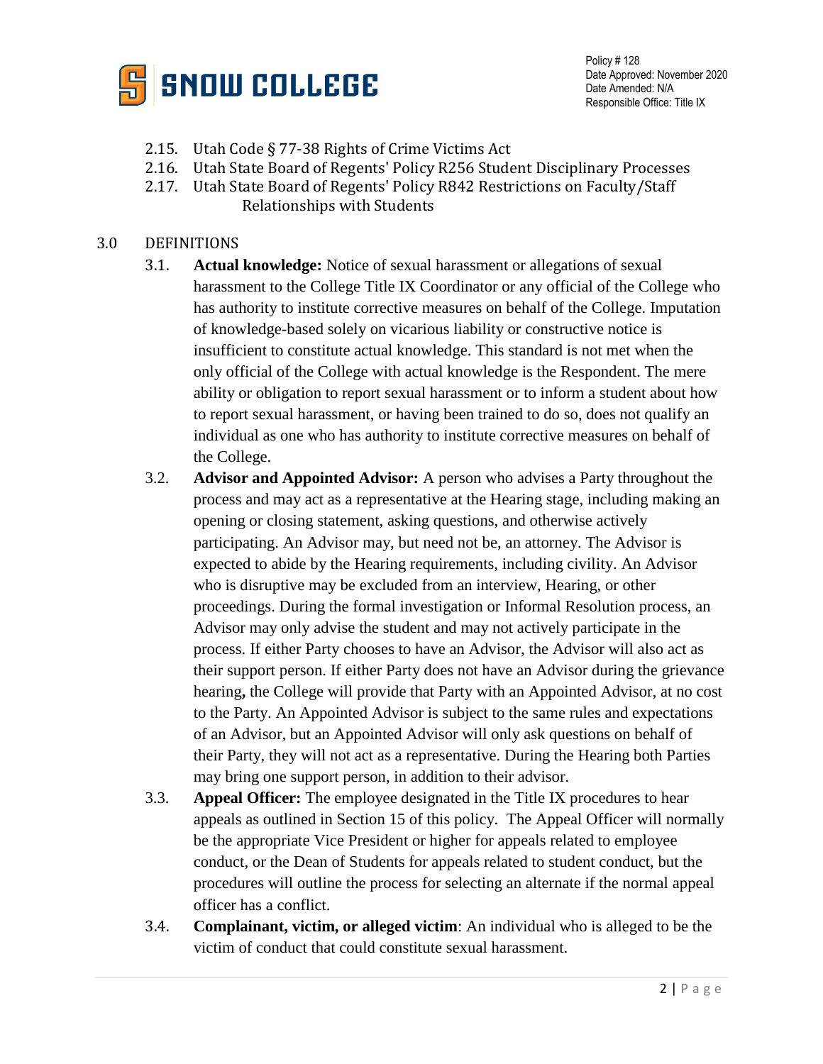- 2.15. Utah Code § 77-38 Rights of Crime Victims Act
- 2.16. Utah State Board of Regents' Policy R256 Student Disciplinary Processes
- 2.17. Utah State Board of Regents' Policy R842 Restrictions on Faculty/Staff Relationships with Students

## 3.0 DEFINITIONS

3.1. **Actual knowledge:** Notice of sexual harassment or allegations of sexual harassment to the College Title IX Coordinator or any official of the College who has authority to institute corrective measures on behalf of the College. Imputation of knowledge-based solely on vicarious liability or constructive notice is insufficient to constitute actual knowledge. This standard is not met when the only official of the College with actual knowledge is the Respondent. The mere ability or obligation to report sexual harassment or to inform a student about how to report sexual harassment, or having been trained to do so, does not qualify an individual as one who has authority to institute corrective measures on behalf of the College.

3.2. **Advisor and Appointed Advisor:** A person who advises a Party throughout the process and may act as a representative at the Hearing stage, including making an opening or closing statement, asking questions, and otherwise actively participating. An Advisor may, but need not be, an attorney. The Advisor is expected to abide by the Hearing requirements, including civility. An Advisor who is disruptive may be excluded from an interview, Hearing, or other proceedings. During the formal investigation or Informal Resolution process, an Advisor may only advise the student and may not actively participate in the process. If either Party chooses to have an Advisor, the Advisor will also act as their support person. If either Party does not have an Advisor during the grievance hearing**,** the College will provide that Party with an Appointed Advisor, at no cost to the Party. An Appointed Advisor is subject to the same rules and expectations of an Advisor, but an Appointed Advisor will only ask questions on behalf of their Party, they will not act as a representative. During the Hearing both Parties may bring one support person, in addition to their advisor.

3.3. **Appeal Officer:** The employee designated in the Title IX procedures to hear appeals as outlined in Section 15 of this policy. The Appeal Officer will normally be the appropriate Vice President or higher for appeals related to employee conduct, or the Dean of Students for appeals related to student conduct, but the procedures will outline the process for selecting an alternate if the normal appeal officer has a conflict.

3.4. **Complainant, victim, or alleged victim**: An individual who is alleged to be the victim of conduct that could constitute sexual harassment.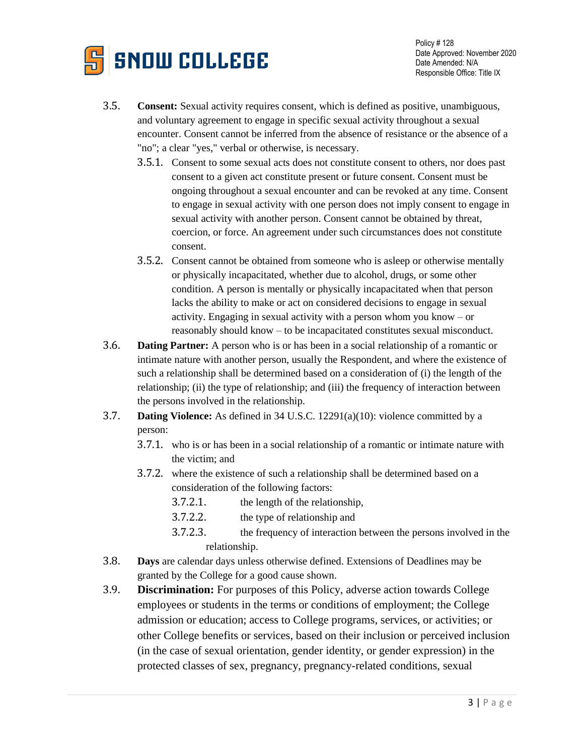3.5. **Consent:** Sexual activity requires consent, which is defined as positive, unambiguous, and voluntary agreement to engage in specific sexual activity throughout a sexual encounter. Consent cannot be inferred from the absence of resistance or the absence of a "no"; a clear "yes," verbal or otherwise, is necessary.

3.5.1. Consent to some sexual acts does not constitute consent to others, nor does past consent to a given act constitute present or future consent. Consent must be ongoing throughout a sexual encounter and can be revoked at any time. Consent to engage in sexual activity with one person does not imply consent to engage in sexual activity with another person. Consent cannot be obtained by threat, coercion, or force. An agreement under such circumstances does not constitute consent.

3.5.2. Consent cannot be obtained from someone who is asleep or otherwise mentally or physically incapacitated, whether due to alcohol, drugs, or some other condition. A person is mentally or physically incapacitated when that person lacks the ability to make or act on considered decisions to engage in sexual activity. Engaging in sexual activity with a person whom you know – or reasonably should know – to be incapacitated constitutes sexual misconduct.

3.6. **Dating Partner:** A person who is or has been in a social relationship of a romantic or intimate nature with another person, usually the Respondent, and where the existence of such a relationship shall be determined based on a consideration of (i) the length of the relationship; (ii) the type of relationship; and (iii) the frequency of interaction between the persons involved in the relationship.

3.7. **Dating Violence:** As defined in 34 U.S.C. 12291(a)(10): violence committed by a person:

3.7.1. who is or has been in a social relationship of a romantic or intimate nature with the victim; and

3.7.2. where the existence of such a relationship shall be determined based on a consideration of the following factors:

3.7.2.1. the length of the relationship,

3.7.2.2. the type of relationship and

3.7.2.3. the frequency of interaction between the persons involved in the relationship.

3.8. **Days** are calendar days unless otherwise defined. Extensions of Deadlines may be granted by the College for a good cause shown.

3.9. **Discrimination:** For purposes of this Policy, adverse action towards College employees or students in the terms or conditions of employment; the College admission or education; access to College programs, services, or activities; or other College benefits or services, based on their inclusion or perceived inclusion (in the case of sexual orientation, gender identity, or gender expression) in the protected classes of sex, pregnancy, pregnancy-related conditions, sexual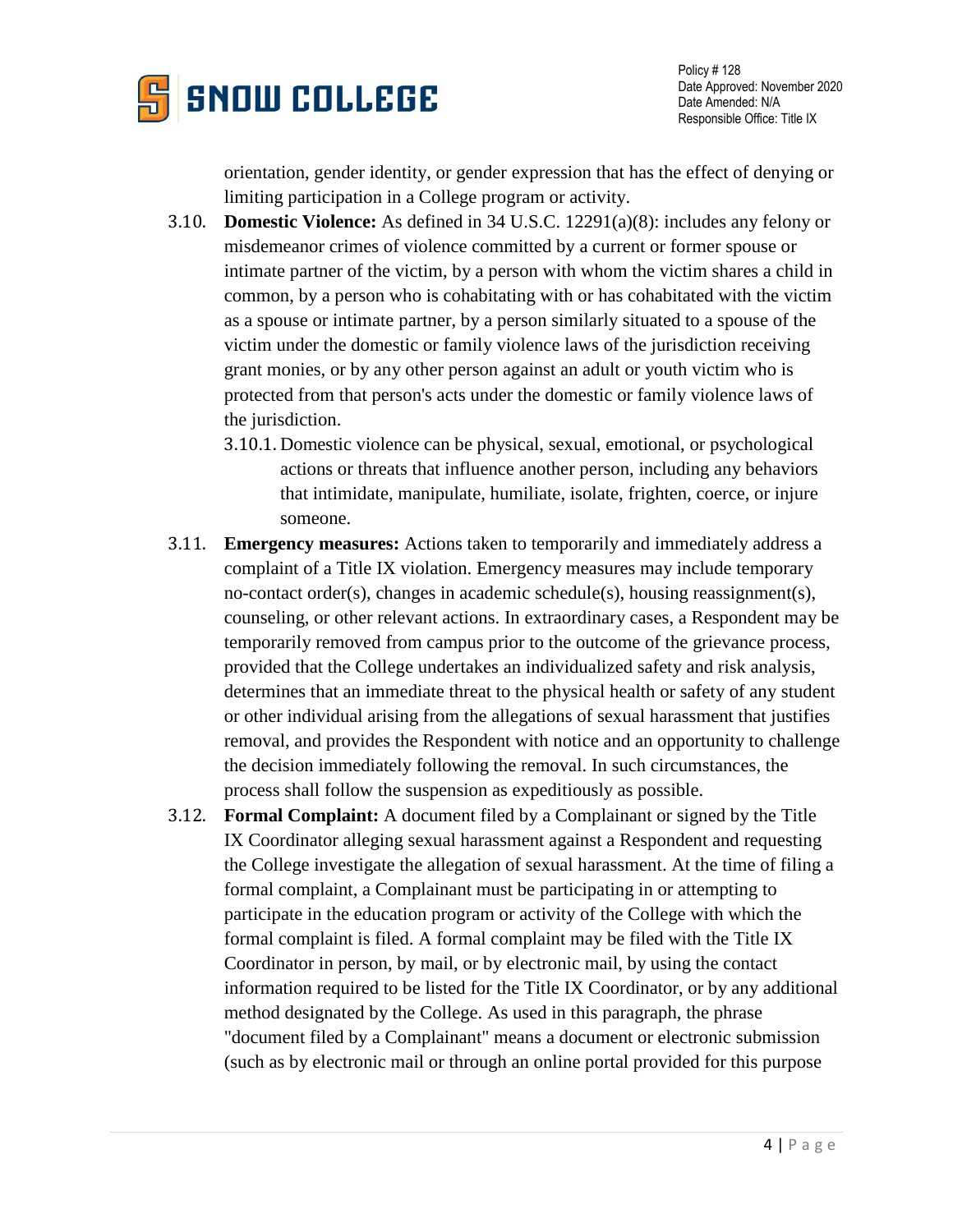orientation, gender identity, or gender expression that has the effect of denying or limiting participation in a College program or activity.

3.10. **Domestic Violence:** As defined in 34 U.S.C. 12291(a)(8): includes any felony or misdemeanor crimes of violence committed by a current or former spouse or intimate partner of the victim, by a person with whom the victim shares a child in common, by a person who is cohabitating with or has cohabitated with the victim as a spouse or intimate partner, by a person similarly situated to a spouse of the victim under the domestic or family violence laws of the jurisdiction receiving grant monies, or by any other person against an adult or youth victim who is protected from that person's acts under the domestic or family violence laws of the jurisdiction.

  3.10.1. Domestic violence can be physical, sexual, emotional, or psychological actions or threats that influence another person, including any behaviors that intimidate, manipulate, humiliate, isolate, frighten, coerce, or injure someone.

3.11. **Emergency measures:** Actions taken to temporarily and immediately address a complaint of a Title IX violation. Emergency measures may include temporary no-contact order(s), changes in academic schedule(s), housing reassignment(s), counseling, or other relevant actions. In extraordinary cases, a Respondent may be temporarily removed from campus prior to the outcome of the grievance process, provided that the College undertakes an individualized safety and risk analysis, determines that an immediate threat to the physical health or safety of any student or other individual arising from the allegations of sexual harassment that justifies removal, and provides the Respondent with notice and an opportunity to challenge the decision immediately following the removal. In such circumstances, the process shall follow the suspension as expeditiously as possible.

3.12. **Formal Complaint:** A document filed by a Complainant or signed by the Title IX Coordinator alleging sexual harassment against a Respondent and requesting the College investigate the allegation of sexual harassment. At the time of filing a formal complaint, a Complainant must be participating in or attempting to participate in the education program or activity of the College with which the formal complaint is filed. A formal complaint may be filed with the Title IX Coordinator in person, by mail, or by electronic mail, by using the contact information required to be listed for the Title IX Coordinator, or by any additional method designated by the College. As used in this paragraph, the phrase "document filed by a Complainant" means a document or electronic submission (such as by electronic mail or through an online portal provided for this purpose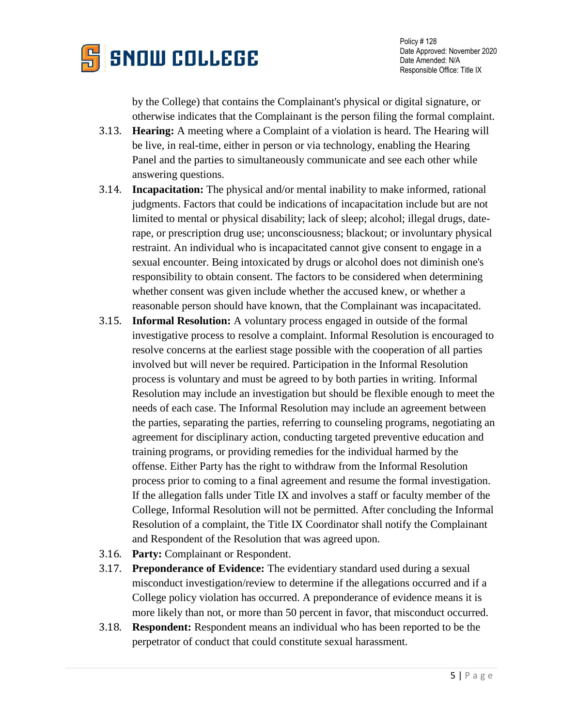by the College) that contains the Complainant's physical or digital signature, or otherwise indicates that the Complainant is the person filing the formal complaint.

3.13. **Hearing:** A meeting where a Complaint of a violation is heard. The Hearing will be live, in real-time, either in person or via technology, enabling the Hearing Panel and the parties to simultaneously communicate and see each other while answering questions.

3.14. **Incapacitation:** The physical and/or mental inability to make informed, rational judgments. Factors that could be indications of incapacitation include but are not limited to mental or physical disability; lack of sleep; alcohol; illegal drugs, date-rape, or prescription drug use; unconsciousness; blackout; or involuntary physical restraint. An individual who is incapacitated cannot give consent to engage in a sexual encounter. Being intoxicated by drugs or alcohol does not diminish one's responsibility to obtain consent. The factors to be considered when determining whether consent was given include whether the accused knew, or whether a reasonable person should have known, that the Complainant was incapacitated.

3.15. **Informal Resolution:** A voluntary process engaged in outside of the formal investigative process to resolve a complaint. Informal Resolution is encouraged to resolve concerns at the earliest stage possible with the cooperation of all parties involved but will never be required. Participation in the Informal Resolution process is voluntary and must be agreed to by both parties in writing. Informal Resolution may include an investigation but should be flexible enough to meet the needs of each case. The Informal Resolution may include an agreement between the parties, separating the parties, referring to counseling programs, negotiating an agreement for disciplinary action, conducting targeted preventive education and training programs, or providing remedies for the individual harmed by the offense. Either Party has the right to withdraw from the Informal Resolution process prior to coming to a final agreement and resume the formal investigation. If the allegation falls under Title IX and involves a staff or faculty member of the College, Informal Resolution will not be permitted. After concluding the Informal Resolution of a complaint, the Title IX Coordinator shall notify the Complainant and Respondent of the Resolution that was agreed upon.

3.16. **Party:** Complainant or Respondent.

3.17. **Preponderance of Evidence:** The evidentiary standard used during a sexual misconduct investigation/review to determine if the allegations occurred and if a College policy violation has occurred. A preponderance of evidence means it is more likely than not, or more than 50 percent in favor, that misconduct occurred.

3.18. **Respondent:** Respondent means an individual who has been reported to be the perpetrator of conduct that could constitute sexual harassment.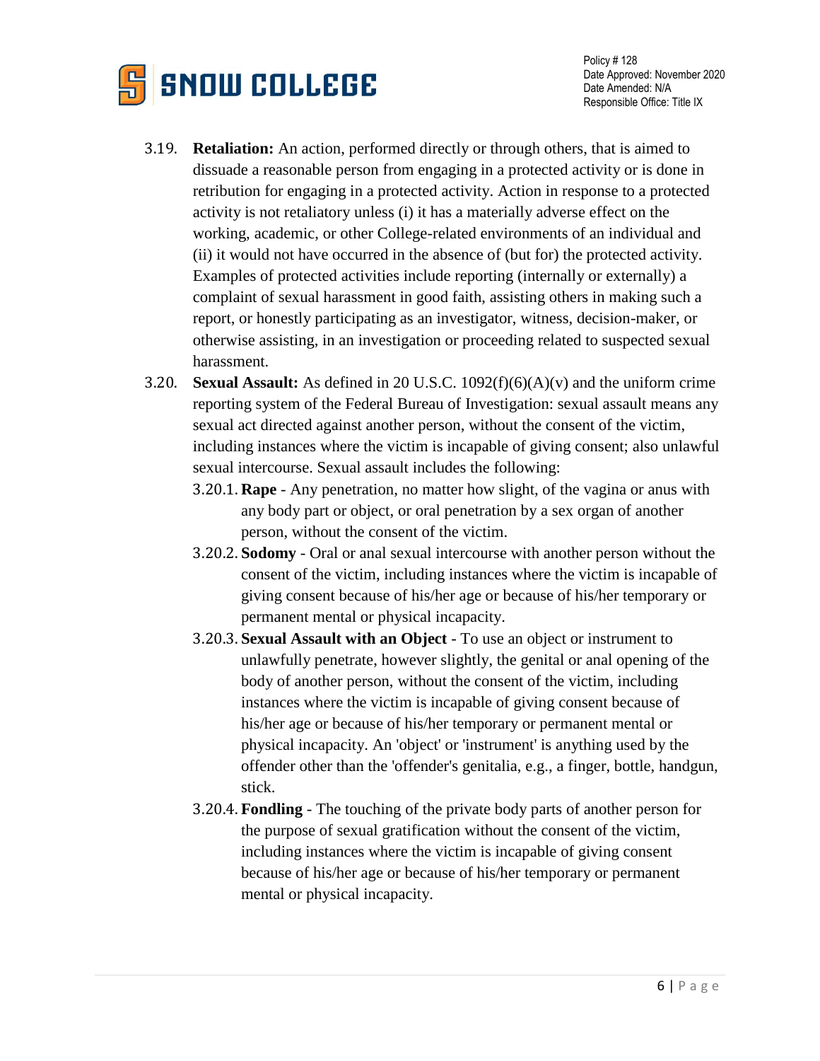3.19. **Retaliation:** An action, performed directly or through others, that is aimed to dissuade a reasonable person from engaging in a protected activity or is done in retribution for engaging in a protected activity. Action in response to a protected activity is not retaliatory unless (i) it has a materially adverse effect on the working, academic, or other College-related environments of an individual and (ii) it would not have occurred in the absence of (but for) the protected activity. Examples of protected activities include reporting (internally or externally) a complaint of sexual harassment in good faith, assisting others in making such a report, or honestly participating as an investigator, witness, decision-maker, or otherwise assisting, in an investigation or proceeding related to suspected sexual harassment.

3.20. **Sexual Assault:** As defined in 20 U.S.C. 1092(f)(6)(A)(v) and the uniform crime reporting system of the Federal Bureau of Investigation: sexual assault means any sexual act directed against another person, without the consent of the victim, including instances where the victim is incapable of giving consent; also unlawful sexual intercourse. Sexual assault includes the following:

- 3.20.1. **Rape** - Any penetration, no matter how slight, of the vagina or anus with any body part or object, or oral penetration by a sex organ of another person, without the consent of the victim.
- 3.20.2. **Sodomy** - Oral or anal sexual intercourse with another person without the consent of the victim, including instances where the victim is incapable of giving consent because of his/her age or because of his/her temporary or permanent mental or physical incapacity.
- 3.20.3. **Sexual Assault with an Object** - To use an object or instrument to unlawfully penetrate, however slightly, the genital or anal opening of the body of another person, without the consent of the victim, including instances where the victim is incapable of giving consent because of his/her age or because of his/her temporary or permanent mental or physical incapacity. An 'object' or 'instrument' is anything used by the offender other than the 'offender's genitalia, e.g., a finger, bottle, handgun, stick.
- 3.20.4. **Fondling** - The touching of the private body parts of another person for the purpose of sexual gratification without the consent of the victim, including instances where the victim is incapable of giving consent because of his/her age or because of his/her temporary or permanent mental or physical incapacity.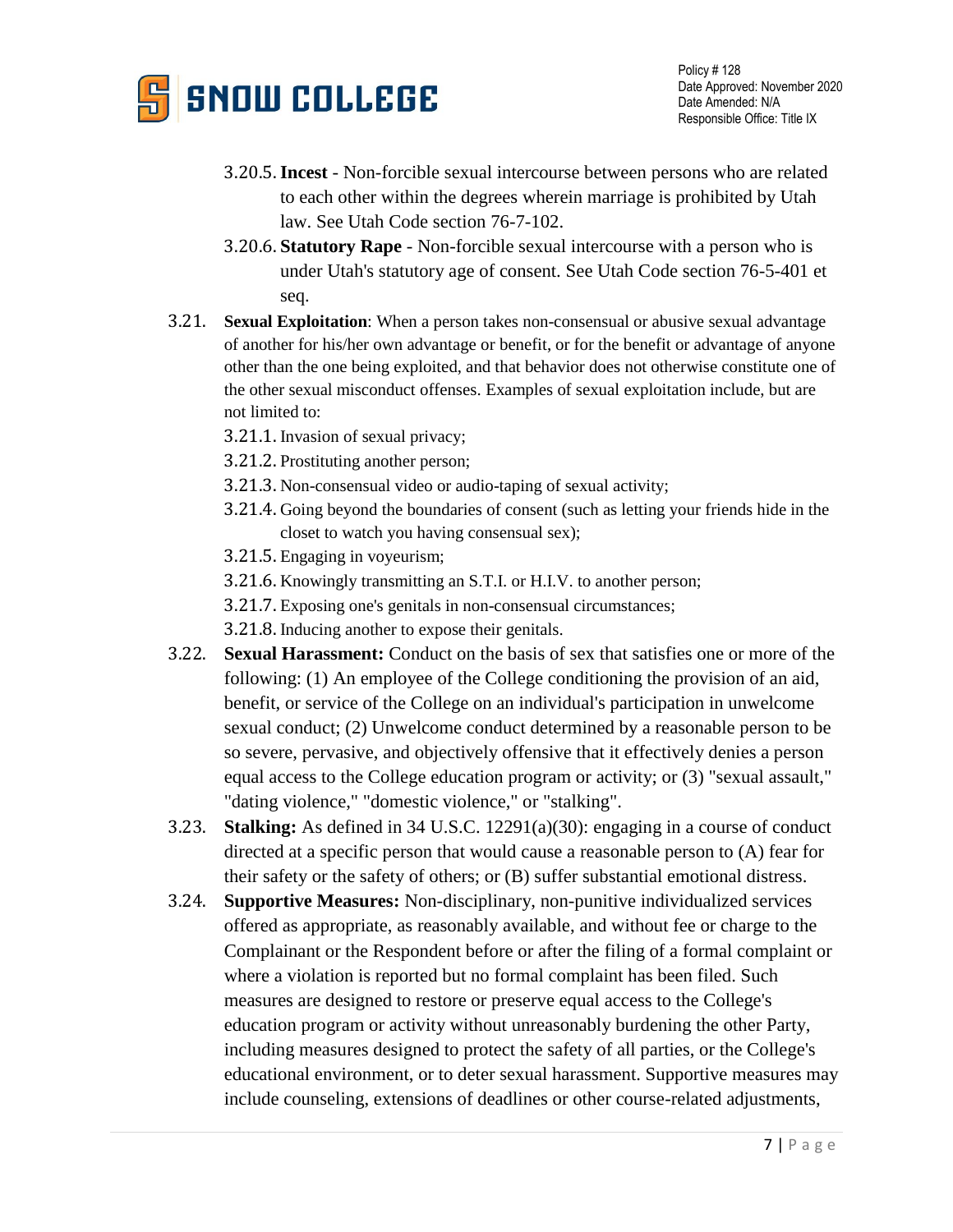3.20.5. **Incest** - Non-forcible sexual intercourse between persons who are related to each other within the degrees wherein marriage is prohibited by Utah law. See Utah Code section 76-7-102.

3.20.6. **Statutory Rape** - Non-forcible sexual intercourse with a person who is under Utah's statutory age of consent. See Utah Code section 76-5-401 et seq.

3.21. **Sexual Exploitation**: When a person takes non-consensual or abusive sexual advantage of another for his/her own advantage or benefit, or for the benefit or advantage of anyone other than the one being exploited, and that behavior does not otherwise constitute one of the other sexual misconduct offenses. Examples of sexual exploitation include, but are not limited to:

3.21.1. Invasion of sexual privacy;

3.21.2. Prostituting another person;

3.21.3. Non-consensual video or audio-taping of sexual activity;

3.21.4. Going beyond the boundaries of consent (such as letting your friends hide in the closet to watch you having consensual sex);

3.21.5. Engaging in voyeurism;

3.21.6. Knowingly transmitting an S.T.I. or H.I.V. to another person;

3.21.7. Exposing one's genitals in non-consensual circumstances;

3.21.8. Inducing another to expose their genitals.

3.22. **Sexual Harassment:** Conduct on the basis of sex that satisfies one or more of the following: (1) An employee of the College conditioning the provision of an aid, benefit, or service of the College on an individual's participation in unwelcome sexual conduct; (2) Unwelcome conduct determined by a reasonable person to be so severe, pervasive, and objectively offensive that it effectively denies a person equal access to the College education program or activity; or (3) "sexual assault," "dating violence," "domestic violence," or "stalking".

3.23. **Stalking:** As defined in 34 U.S.C. 12291(a)(30): engaging in a course of conduct directed at a specific person that would cause a reasonable person to (A) fear for their safety or the safety of others; or (B) suffer substantial emotional distress.

3.24. **Supportive Measures:** Non-disciplinary, non-punitive individualized services offered as appropriate, as reasonably available, and without fee or charge to the Complainant or the Respondent before or after the filing of a formal complaint or where a violation is reported but no formal complaint has been filed. Such measures are designed to restore or preserve equal access to the College's education program or activity without unreasonably burdening the other Party, including measures designed to protect the safety of all parties, or the College's educational environment, or to deter sexual harassment. Supportive measures may include counseling, extensions of deadlines or other course-related adjustments,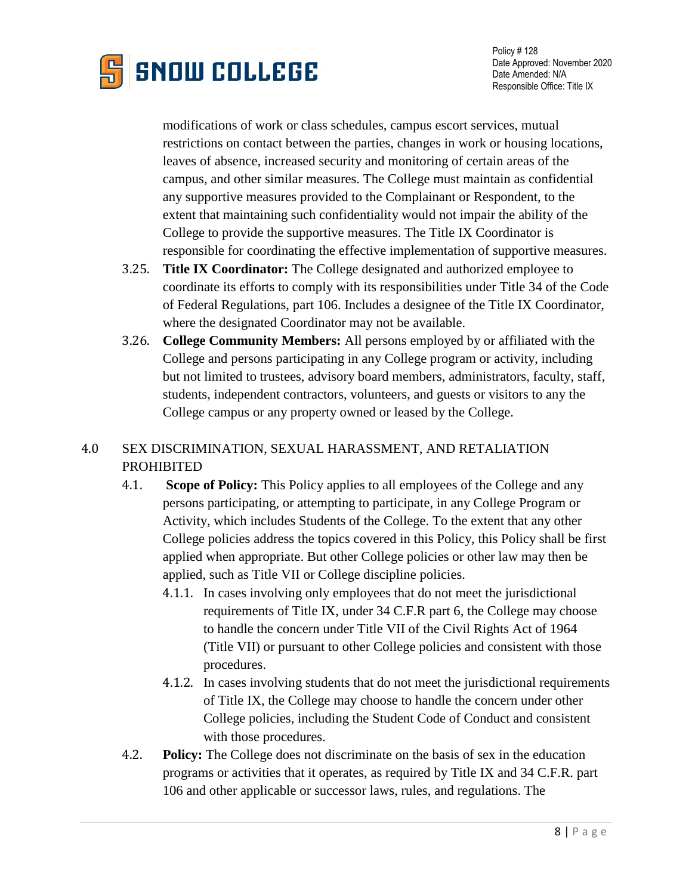modifications of work or class schedules, campus escort services, mutual restrictions on contact between the parties, changes in work or housing locations, leaves of absence, increased security and monitoring of certain areas of the campus, and other similar measures. The College must maintain as confidential any supportive measures provided to the Complainant or Respondent, to the extent that maintaining such confidentiality would not impair the ability of the College to provide the supportive measures. The Title IX Coordinator is responsible for coordinating the effective implementation of supportive measures.

3.25. **Title IX Coordinator:** The College designated and authorized employee to coordinate its efforts to comply with its responsibilities under Title 34 of the Code of Federal Regulations, part 106. Includes a designee of the Title IX Coordinator, where the designated Coordinator may not be available.

3.26. **College Community Members:** All persons employed by or affiliated with the College and persons participating in any College program or activity, including but not limited to trustees, advisory board members, administrators, faculty, staff, students, independent contractors, volunteers, and guests or visitors to any the College campus or any property owned or leased by the College.

## 4.0 SEX DISCRIMINATION, SEXUAL HARASSMENT, AND RETALIATION PROHIBITED

4.1. **Scope of Policy:** This Policy applies to all employees of the College and any persons participating, or attempting to participate, in any College Program or Activity, which includes Students of the College. To the extent that any other College policies address the topics covered in this Policy, this Policy shall be first applied when appropriate. But other College policies or other law may then be applied, such as Title VII or College discipline policies.

4.1.1. In cases involving only employees that do not meet the jurisdictional requirements of Title IX, under 34 C.F.R part 6, the College may choose to handle the concern under Title VII of the Civil Rights Act of 1964 (Title VII) or pursuant to other College policies and consistent with those procedures.

4.1.2. In cases involving students that do not meet the jurisdictional requirements of Title IX, the College may choose to handle the concern under other College policies, including the Student Code of Conduct and consistent with those procedures.

4.2. **Policy:** The College does not discriminate on the basis of sex in the education programs or activities that it operates, as required by Title IX and 34 C.F.R. part 106 and other applicable or successor laws, rules, and regulations. The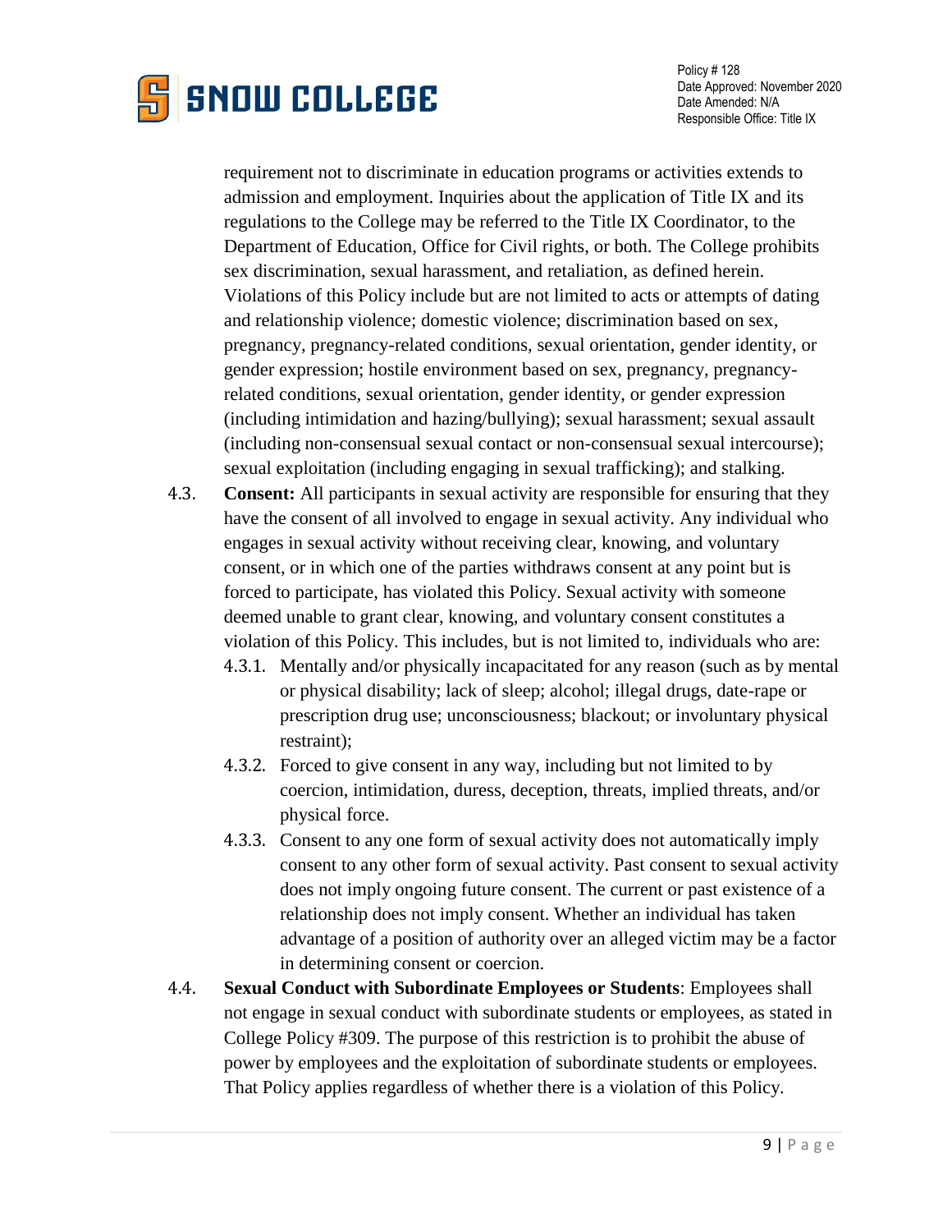requirement not to discriminate in education programs or activities extends to admission and employment. Inquiries about the application of Title IX and its regulations to the College may be referred to the Title IX Coordinator, to the Department of Education, Office for Civil rights, or both. The College prohibits sex discrimination, sexual harassment, and retaliation, as defined herein. Violations of this Policy include but are not limited to acts or attempts of dating and relationship violence; domestic violence; discrimination based on sex, pregnancy, pregnancy-related conditions, sexual orientation, gender identity, or gender expression; hostile environment based on sex, pregnancy, pregnancy-related conditions, sexual orientation, gender identity, or gender expression (including intimidation and hazing/bullying); sexual harassment; sexual assault (including non-consensual sexual contact or non-consensual sexual intercourse); sexual exploitation (including engaging in sexual trafficking); and stalking.

4.3. **Consent:** All participants in sexual activity are responsible for ensuring that they have the consent of all involved to engage in sexual activity. Any individual who engages in sexual activity without receiving clear, knowing, and voluntary consent, or in which one of the parties withdraws consent at any point but is forced to participate, has violated this Policy. Sexual activity with someone deemed unable to grant clear, knowing, and voluntary consent constitutes a violation of this Policy. This includes, but is not limited to, individuals who are:

4.3.1. Mentally and/or physically incapacitated for any reason (such as by mental or physical disability; lack of sleep; alcohol; illegal drugs, date-rape or prescription drug use; unconsciousness; blackout; or involuntary physical restraint);

4.3.2. Forced to give consent in any way, including but not limited to by coercion, intimidation, duress, deception, threats, implied threats, and/or physical force.

4.3.3. Consent to any one form of sexual activity does not automatically imply consent to any other form of sexual activity. Past consent to sexual activity does not imply ongoing future consent. The current or past existence of a relationship does not imply consent. Whether an individual has taken advantage of a position of authority over an alleged victim may be a factor in determining consent or coercion.

4.4. **Sexual Conduct with Subordinate Employees or Students**: Employees shall not engage in sexual conduct with subordinate students or employees, as stated in College Policy #309. The purpose of this restriction is to prohibit the abuse of power by employees and the exploitation of subordinate students or employees. That Policy applies regardless of whether there is a violation of this Policy.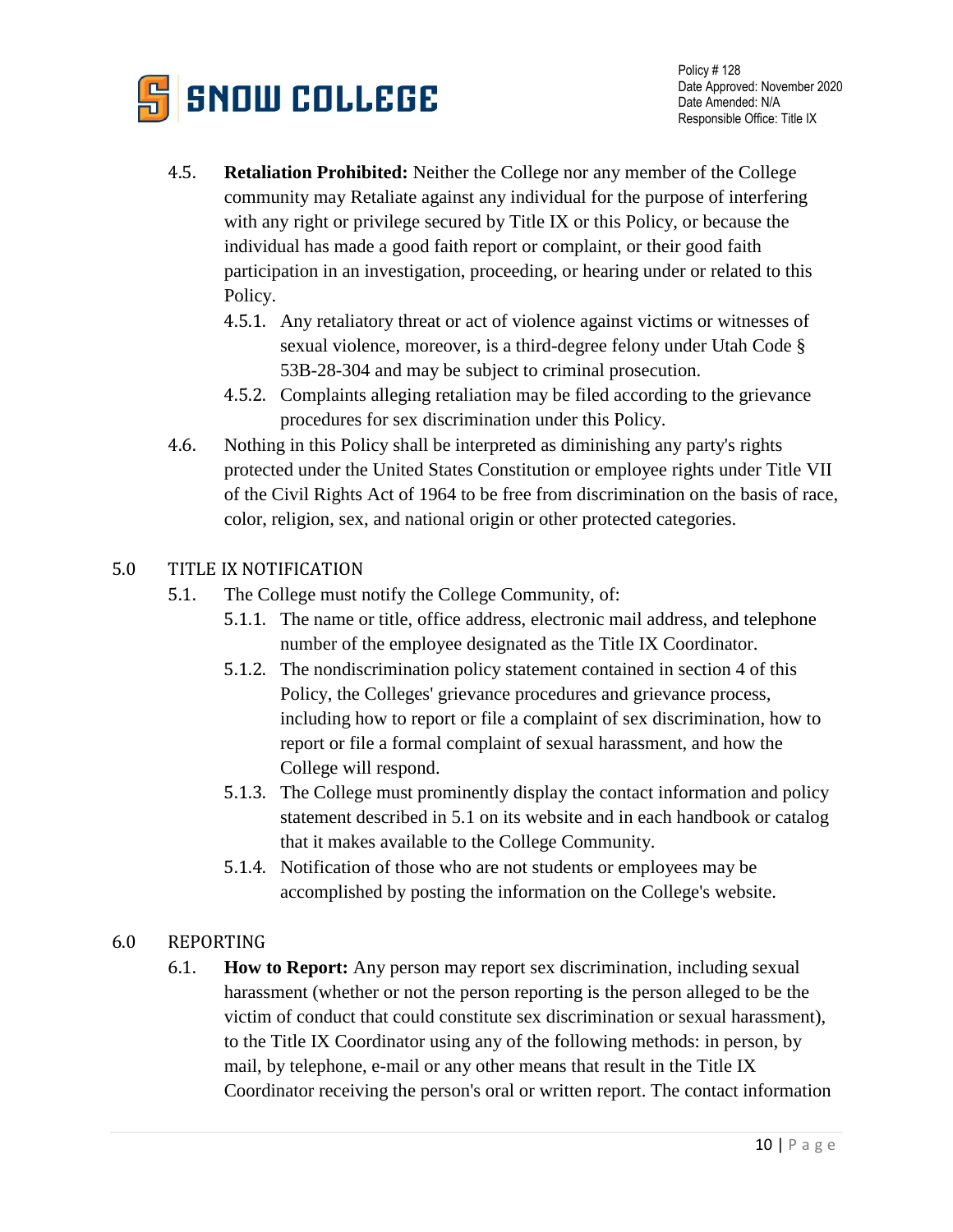4.5. **Retaliation Prohibited:** Neither the College nor any member of the College community may Retaliate against any individual for the purpose of interfering with any right or privilege secured by Title IX or this Policy, or because the individual has made a good faith report or complaint, or their good faith participation in an investigation, proceeding, or hearing under or related to this Policy.

4.5.1. Any retaliatory threat or act of violence against victims or witnesses of sexual violence, moreover, is a third-degree felony under Utah Code § 53B-28-304 and may be subject to criminal prosecution.

4.5.2. Complaints alleging retaliation may be filed according to the grievance procedures for sex discrimination under this Policy.

4.6. Nothing in this Policy shall be interpreted as diminishing any party's rights protected under the United States Constitution or employee rights under Title VII of the Civil Rights Act of 1964 to be free from discrimination on the basis of race, color, religion, sex, and national origin or other protected categories.

## 5.0 TITLE IX NOTIFICATION

5.1. The College must notify the College Community, of:

5.1.1. The name or title, office address, electronic mail address, and telephone number of the employee designated as the Title IX Coordinator.

5.1.2. The nondiscrimination policy statement contained in section 4 of this Policy, the Colleges' grievance procedures and grievance process, including how to report or file a complaint of sex discrimination, how to report or file a formal complaint of sexual harassment, and how the College will respond.

5.1.3. The College must prominently display the contact information and policy statement described in 5.1 on its website and in each handbook or catalog that it makes available to the College Community.

5.1.4. Notification of those who are not students or employees may be accomplished by posting the information on the College's website.

## 6.0 REPORTING

6.1. **How to Report:** Any person may report sex discrimination, including sexual harassment (whether or not the person reporting is the person alleged to be the victim of conduct that could constitute sex discrimination or sexual harassment), to the Title IX Coordinator using any of the following methods: in person, by mail, by telephone, e-mail or any other means that result in the Title IX Coordinator receiving the person's oral or written report. The contact information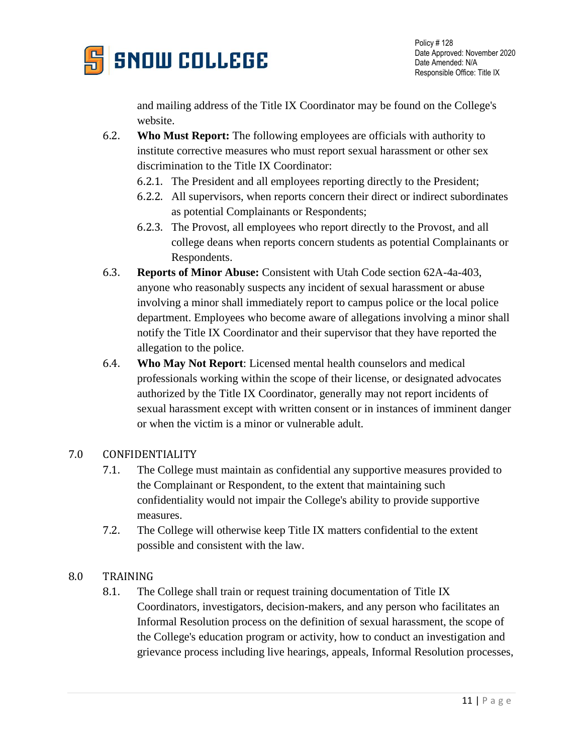and mailing address of the Title IX Coordinator may be found on the College's website.

6.2. **Who Must Report:** The following employees are officials with authority to institute corrective measures who must report sexual harassment or other sex discrimination to the Title IX Coordinator:

6.2.1. The President and all employees reporting directly to the President;

6.2.2. All supervisors, when reports concern their direct or indirect subordinates as potential Complainants or Respondents;

6.2.3. The Provost, all employees who report directly to the Provost, and all college deans when reports concern students as potential Complainants or Respondents.

6.3. **Reports of Minor Abuse:** Consistent with Utah Code section 62A-4a-403, anyone who reasonably suspects any incident of sexual harassment or abuse involving a minor shall immediately report to campus police or the local police department. Employees who become aware of allegations involving a minor shall notify the Title IX Coordinator and their supervisor that they have reported the allegation to the police.

6.4. **Who May Not Report**: Licensed mental health counselors and medical professionals working within the scope of their license, or designated advocates authorized by the Title IX Coordinator, generally may not report incidents of sexual harassment except with written consent or in instances of imminent danger or when the victim is a minor or vulnerable adult.

## 7.0 CONFIDENTIALITY

7.1. The College must maintain as confidential any supportive measures provided to the Complainant or Respondent, to the extent that maintaining such confidentiality would not impair the College's ability to provide supportive measures.

7.2. The College will otherwise keep Title IX matters confidential to the extent possible and consistent with the law.

## 8.0 TRAINING

8.1. The College shall train or request training documentation of Title IX Coordinators, investigators, decision-makers, and any person who facilitates an Informal Resolution process on the definition of sexual harassment, the scope of the College's education program or activity, how to conduct an investigation and grievance process including live hearings, appeals, Informal Resolution processes,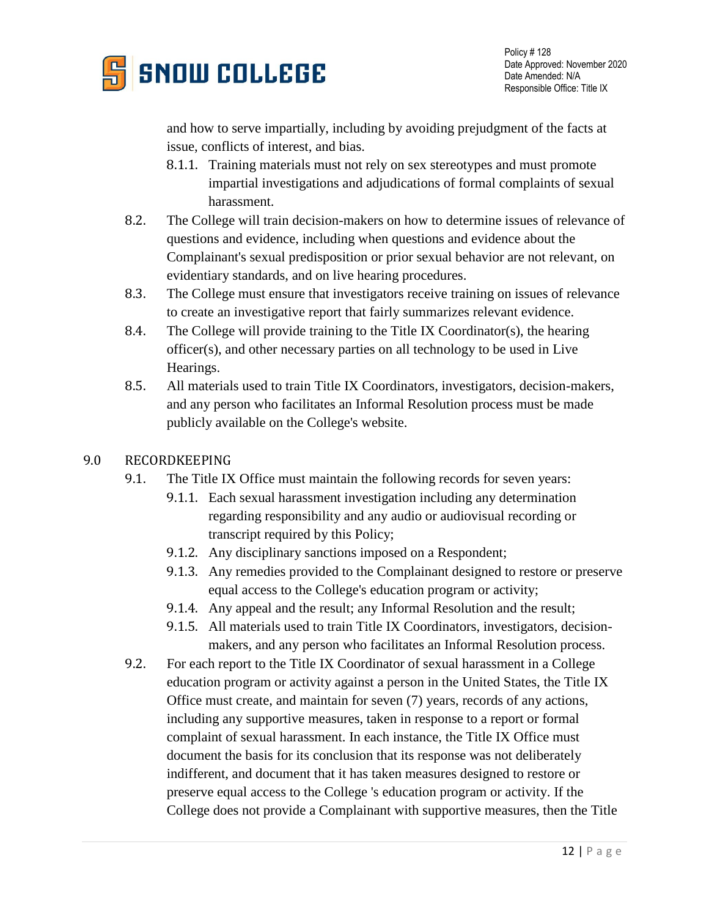and how to serve impartially, including by avoiding prejudgment of the facts at issue, conflicts of interest, and bias.

8.1.1. Training materials must not rely on sex stereotypes and must promote impartial investigations and adjudications of formal complaints of sexual harassment.

8.2. The College will train decision-makers on how to determine issues of relevance of questions and evidence, including when questions and evidence about the Complainant's sexual predisposition or prior sexual behavior are not relevant, on evidentiary standards, and on live hearing procedures.

8.3. The College must ensure that investigators receive training on issues of relevance to create an investigative report that fairly summarizes relevant evidence.

8.4. The College will provide training to the Title IX Coordinator(s), the hearing officer(s), and other necessary parties on all technology to be used in Live Hearings.

8.5. All materials used to train Title IX Coordinators, investigators, decision-makers, and any person who facilitates an Informal Resolution process must be made publicly available on the College's website.

## 9.0 RECORDKEEPING

9.1. The Title IX Office must maintain the following records for seven years:

9.1.1. Each sexual harassment investigation including any determination regarding responsibility and any audio or audiovisual recording or transcript required by this Policy;

9.1.2. Any disciplinary sanctions imposed on a Respondent;

9.1.3. Any remedies provided to the Complainant designed to restore or preserve equal access to the College's education program or activity;

9.1.4. Any appeal and the result; any Informal Resolution and the result;

9.1.5. All materials used to train Title IX Coordinators, investigators, decision-makers, and any person who facilitates an Informal Resolution process.

9.2. For each report to the Title IX Coordinator of sexual harassment in a College education program or activity against a person in the United States, the Title IX Office must create, and maintain for seven (7) years, records of any actions, including any supportive measures, taken in response to a report or formal complaint of sexual harassment. In each instance, the Title IX Office must document the basis for its conclusion that its response was not deliberately indifferent, and document that it has taken measures designed to restore or preserve equal access to the College 's education program or activity. If the College does not provide a Complainant with supportive measures, then the Title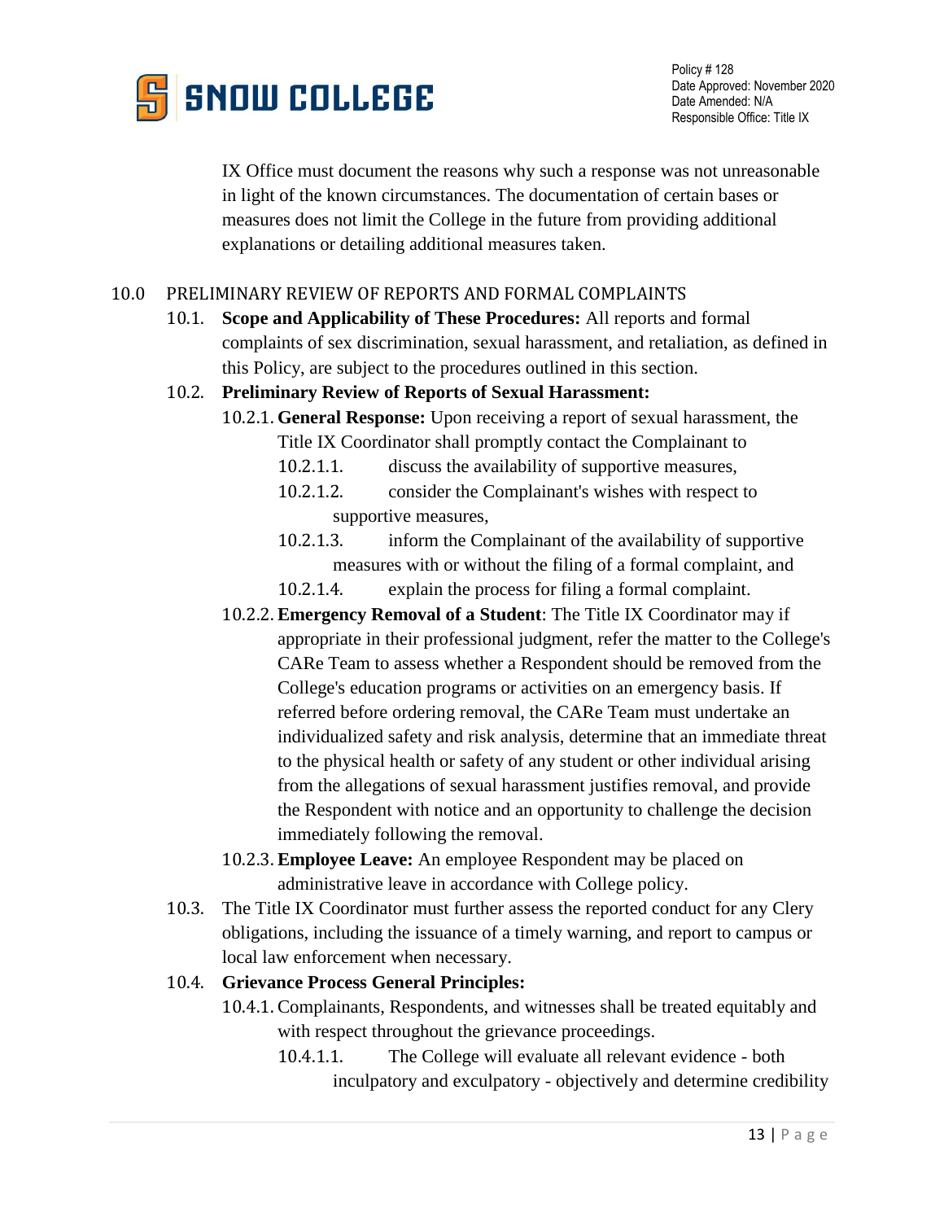IX Office must document the reasons why such a response was not unreasonable in light of the known circumstances. The documentation of certain bases or measures does not limit the College in the future from providing additional explanations or detailing additional measures taken.

## 10.0 PRELIMINARY REVIEW OF REPORTS AND FORMAL COMPLAINTS

10.1. **Scope and Applicability of These Procedures:** All reports and formal complaints of sex discrimination, sexual harassment, and retaliation, as defined in this Policy, are subject to the procedures outlined in this section.

10.2. **Preliminary Review of Reports of Sexual Harassment:**

10.2.1. **General Response:** Upon receiving a report of sexual harassment, the Title IX Coordinator shall promptly contact the Complainant to

10.2.1.1. discuss the availability of supportive measures,

10.2.1.2. consider the Complainant's wishes with respect to supportive measures,

10.2.1.3. inform the Complainant of the availability of supportive measures with or without the filing of a formal complaint, and

10.2.1.4. explain the process for filing a formal complaint.

10.2.2. **Emergency Removal of a Student**: The Title IX Coordinator may if appropriate in their professional judgment, refer the matter to the College's CARe Team to assess whether a Respondent should be removed from the College's education programs or activities on an emergency basis. If referred before ordering removal, the CARe Team must undertake an individualized safety and risk analysis, determine that an immediate threat to the physical health or safety of any student or other individual arising from the allegations of sexual harassment justifies removal, and provide the Respondent with notice and an opportunity to challenge the decision immediately following the removal.

10.2.3. **Employee Leave:** An employee Respondent may be placed on administrative leave in accordance with College policy.

10.3. The Title IX Coordinator must further assess the reported conduct for any Clery obligations, including the issuance of a timely warning, and report to campus or local law enforcement when necessary.

10.4. **Grievance Process General Principles:**

10.4.1. Complainants, Respondents, and witnesses shall be treated equitably and with respect throughout the grievance proceedings.

10.4.1.1. The College will evaluate all relevant evidence - both inculpatory and exculpatory - objectively and determine credibility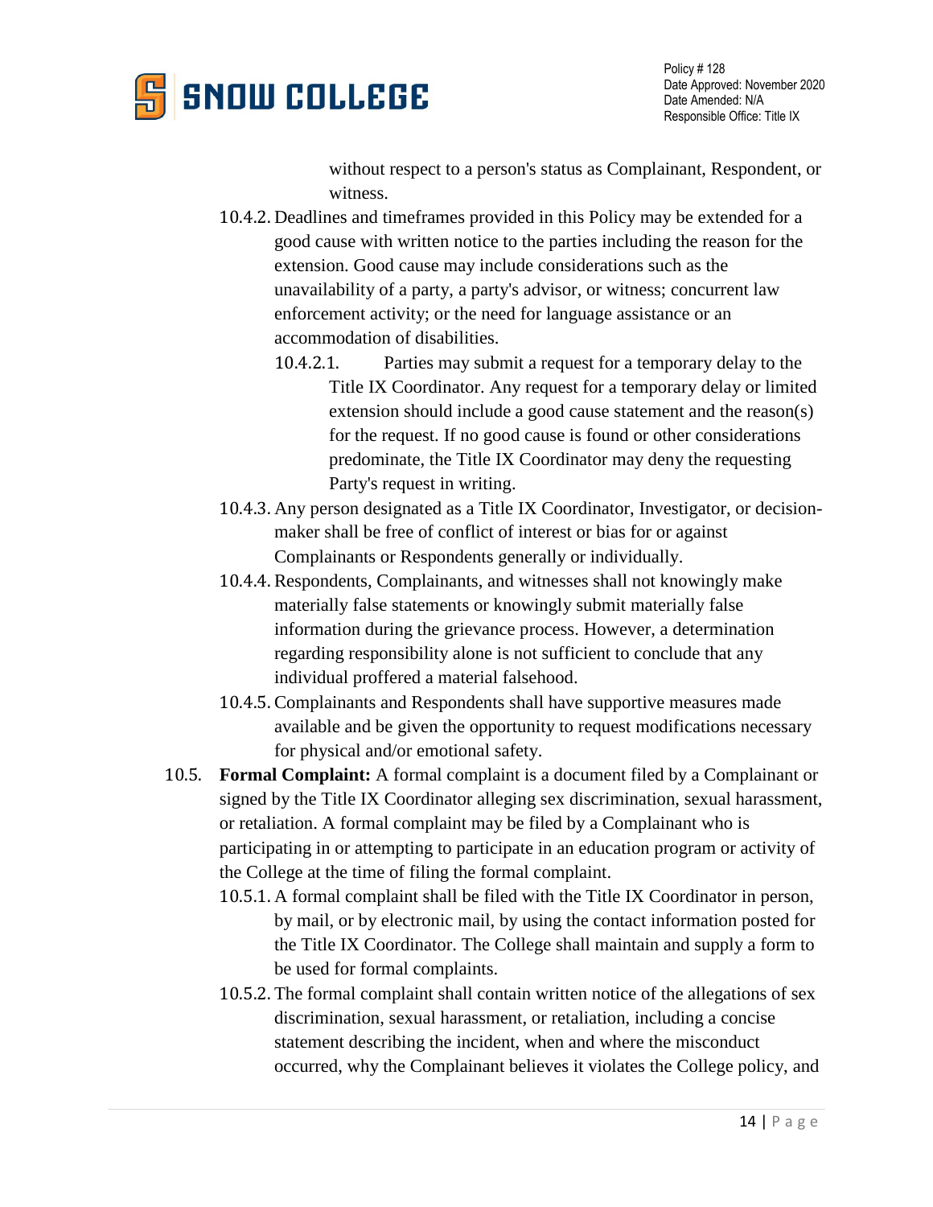without respect to a person's status as Complainant, Respondent, or witness.

10.4.2. Deadlines and timeframes provided in this Policy may be extended for a good cause with written notice to the parties including the reason for the extension. Good cause may include considerations such as the unavailability of a party, a party's advisor, or witness; concurrent law enforcement activity; or the need for language assistance or an accommodation of disabilities.

10.4.2.1. Parties may submit a request for a temporary delay to the Title IX Coordinator. Any request for a temporary delay or limited extension should include a good cause statement and the reason(s) for the request. If no good cause is found or other considerations predominate, the Title IX Coordinator may deny the requesting Party's request in writing.

10.4.3. Any person designated as a Title IX Coordinator, Investigator, or decision-maker shall be free of conflict of interest or bias for or against Complainants or Respondents generally or individually.

10.4.4. Respondents, Complainants, and witnesses shall not knowingly make materially false statements or knowingly submit materially false information during the grievance process. However, a determination regarding responsibility alone is not sufficient to conclude that any individual proffered a material falsehood.

10.4.5. Complainants and Respondents shall have supportive measures made available and be given the opportunity to request modifications necessary for physical and/or emotional safety.

10.5. **Formal Complaint:** A formal complaint is a document filed by a Complainant or signed by the Title IX Coordinator alleging sex discrimination, sexual harassment, or retaliation. A formal complaint may be filed by a Complainant who is participating in or attempting to participate in an education program or activity of the College at the time of filing the formal complaint.

10.5.1. A formal complaint shall be filed with the Title IX Coordinator in person, by mail, or by electronic mail, by using the contact information posted for the Title IX Coordinator. The College shall maintain and supply a form to be used for formal complaints.

10.5.2. The formal complaint shall contain written notice of the allegations of sex discrimination, sexual harassment, or retaliation, including a concise statement describing the incident, when and where the misconduct occurred, why the Complainant believes it violates the College policy, and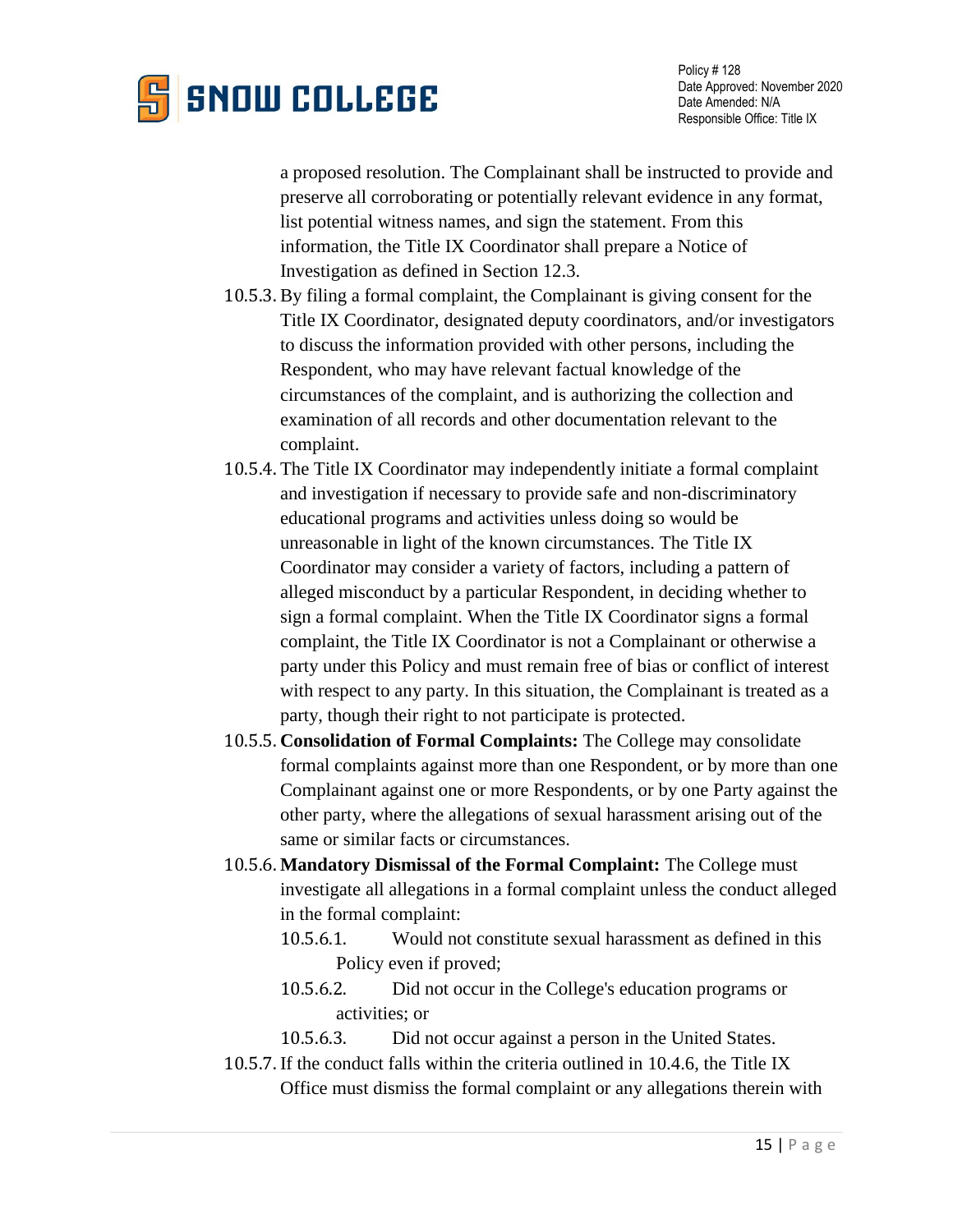a proposed resolution. The Complainant shall be instructed to provide and preserve all corroborating or potentially relevant evidence in any format, list potential witness names, and sign the statement. From this information, the Title IX Coordinator shall prepare a Notice of Investigation as defined in Section 12.3.

10.5.3. By filing a formal complaint, the Complainant is giving consent for the Title IX Coordinator, designated deputy coordinators, and/or investigators to discuss the information provided with other persons, including the Respondent, who may have relevant factual knowledge of the circumstances of the complaint, and is authorizing the collection and examination of all records and other documentation relevant to the complaint.

10.5.4. The Title IX Coordinator may independently initiate a formal complaint and investigation if necessary to provide safe and non-discriminatory educational programs and activities unless doing so would be unreasonable in light of the known circumstances. The Title IX Coordinator may consider a variety of factors, including a pattern of alleged misconduct by a particular Respondent, in deciding whether to sign a formal complaint. When the Title IX Coordinator signs a formal complaint, the Title IX Coordinator is not a Complainant or otherwise a party under this Policy and must remain free of bias or conflict of interest with respect to any party. In this situation, the Complainant is treated as a party, though their right to not participate is protected.

10.5.5. **Consolidation of Formal Complaints:** The College may consolidate formal complaints against more than one Respondent, or by more than one Complainant against one or more Respondents, or by one Party against the other party, where the allegations of sexual harassment arising out of the same or similar facts or circumstances.

10.5.6. **Mandatory Dismissal of the Formal Complaint:** The College must investigate all allegations in a formal complaint unless the conduct alleged in the formal complaint:

10.5.6.1. Would not constitute sexual harassment as defined in this Policy even if proved;

10.5.6.2. Did not occur in the College's education programs or activities; or

10.5.6.3. Did not occur against a person in the United States.

10.5.7. If the conduct falls within the criteria outlined in 10.4.6, the Title IX Office must dismiss the formal complaint or any allegations therein with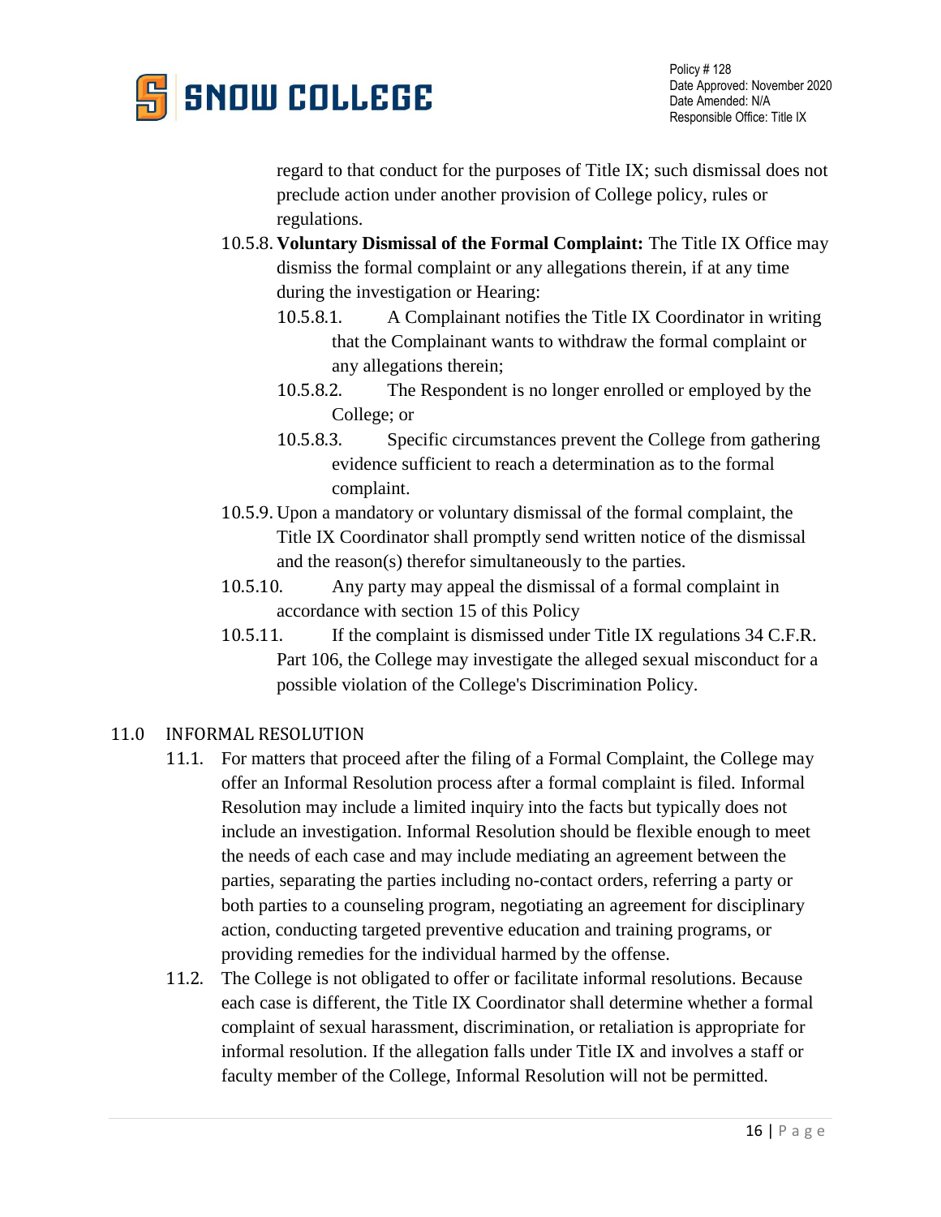regard to that conduct for the purposes of Title IX; such dismissal does not preclude action under another provision of College policy, rules or regulations.

10.5.8. **Voluntary Dismissal of the Formal Complaint:** The Title IX Office may dismiss the formal complaint or any allegations therein, if at any time during the investigation or Hearing:

10.5.8.1. A Complainant notifies the Title IX Coordinator in writing that the Complainant wants to withdraw the formal complaint or any allegations therein;

10.5.8.2. The Respondent is no longer enrolled or employed by the College; or

10.5.8.3. Specific circumstances prevent the College from gathering evidence sufficient to reach a determination as to the formal complaint.

10.5.9. Upon a mandatory or voluntary dismissal of the formal complaint, the Title IX Coordinator shall promptly send written notice of the dismissal and the reason(s) therefor simultaneously to the parties.

10.5.10. Any party may appeal the dismissal of a formal complaint in accordance with section 15 of this Policy

10.5.11. If the complaint is dismissed under Title IX regulations 34 C.F.R. Part 106, the College may investigate the alleged sexual misconduct for a possible violation of the College's Discrimination Policy.

## 11.0 INFORMAL RESOLUTION

11.1. For matters that proceed after the filing of a Formal Complaint, the College may offer an Informal Resolution process after a formal complaint is filed. Informal Resolution may include a limited inquiry into the facts but typically does not include an investigation. Informal Resolution should be flexible enough to meet the needs of each case and may include mediating an agreement between the parties, separating the parties including no-contact orders, referring a party or both parties to a counseling program, negotiating an agreement for disciplinary action, conducting targeted preventive education and training programs, or providing remedies for the individual harmed by the offense.

11.2. The College is not obligated to offer or facilitate informal resolutions. Because each case is different, the Title IX Coordinator shall determine whether a formal complaint of sexual harassment, discrimination, or retaliation is appropriate for informal resolution. If the allegation falls under Title IX and involves a staff or faculty member of the College, Informal Resolution will not be permitted.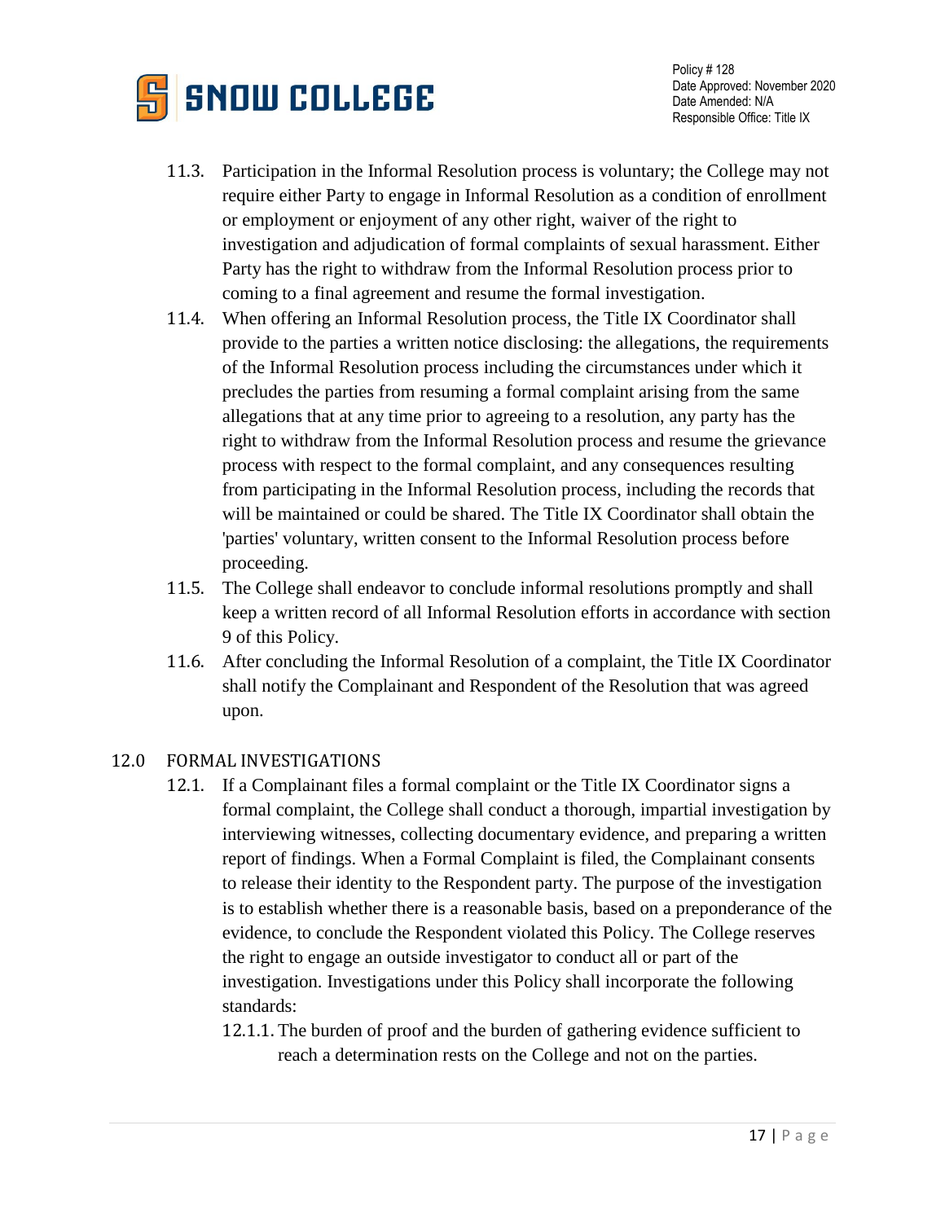11.3. Participation in the Informal Resolution process is voluntary; the College may not require either Party to engage in Informal Resolution as a condition of enrollment or employment or enjoyment of any other right, waiver of the right to investigation and adjudication of formal complaints of sexual harassment. Either Party has the right to withdraw from the Informal Resolution process prior to coming to a final agreement and resume the formal investigation.

11.4. When offering an Informal Resolution process, the Title IX Coordinator shall provide to the parties a written notice disclosing: the allegations, the requirements of the Informal Resolution process including the circumstances under which it precludes the parties from resuming a formal complaint arising from the same allegations that at any time prior to agreeing to a resolution, any party has the right to withdraw from the Informal Resolution process and resume the grievance process with respect to the formal complaint, and any consequences resulting from participating in the Informal Resolution process, including the records that will be maintained or could be shared. The Title IX Coordinator shall obtain the 'parties' voluntary, written consent to the Informal Resolution process before proceeding.

11.5. The College shall endeavor to conclude informal resolutions promptly and shall keep a written record of all Informal Resolution efforts in accordance with section 9 of this Policy.

11.6. After concluding the Informal Resolution of a complaint, the Title IX Coordinator shall notify the Complainant and Respondent of the Resolution that was agreed upon.

## 12.0 FORMAL INVESTIGATIONS

12.1. If a Complainant files a formal complaint or the Title IX Coordinator signs a formal complaint, the College shall conduct a thorough, impartial investigation by interviewing witnesses, collecting documentary evidence, and preparing a written report of findings. When a Formal Complaint is filed, the Complainant consents to release their identity to the Respondent party. The purpose of the investigation is to establish whether there is a reasonable basis, based on a preponderance of the evidence, to conclude the Respondent violated this Policy. The College reserves the right to engage an outside investigator to conduct all or part of the investigation. Investigations under this Policy shall incorporate the following standards:

12.1.1. The burden of proof and the burden of gathering evidence sufficient to reach a determination rests on the College and not on the parties.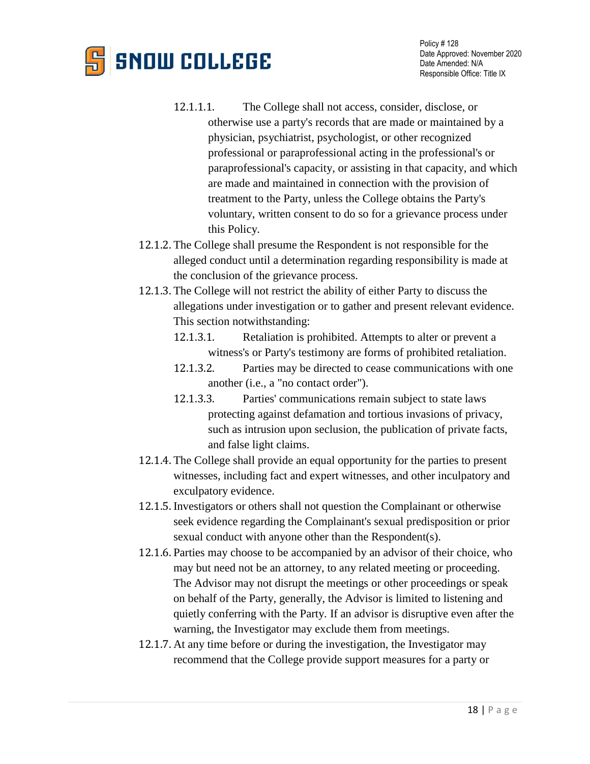- 12.1.1.1. The College shall not access, consider, disclose, or otherwise use a party's records that are made or maintained by a physician, psychiatrist, psychologist, or other recognized professional or paraprofessional acting in the professional's or paraprofessional's capacity, or assisting in that capacity, and which are made and maintained in connection with the provision of treatment to the Party, unless the College obtains the Party's voluntary, written consent to do so for a grievance process under this Policy.

12.1.2. The College shall presume the Respondent is not responsible for the alleged conduct until a determination regarding responsibility is made at the conclusion of the grievance process.

12.1.3. The College will not restrict the ability of either Party to discuss the allegations under investigation or to gather and present relevant evidence. This section notwithstanding:

- 12.1.3.1. Retaliation is prohibited. Attempts to alter or prevent a witness's or Party's testimony are forms of prohibited retaliation.
- 12.1.3.2. Parties may be directed to cease communications with one another (i.e., a "no contact order").
- 12.1.3.3. Parties' communications remain subject to state laws protecting against defamation and tortious invasions of privacy, such as intrusion upon seclusion, the publication of private facts, and false light claims.

12.1.4. The College shall provide an equal opportunity for the parties to present witnesses, including fact and expert witnesses, and other inculpatory and exculpatory evidence.

12.1.5. Investigators or others shall not question the Complainant or otherwise seek evidence regarding the Complainant's sexual predisposition or prior sexual conduct with anyone other than the Respondent(s).

12.1.6. Parties may choose to be accompanied by an advisor of their choice, who may but need not be an attorney, to any related meeting or proceeding. The Advisor may not disrupt the meetings or other proceedings or speak on behalf of the Party, generally, the Advisor is limited to listening and quietly conferring with the Party. If an advisor is disruptive even after the warning, the Investigator may exclude them from meetings.

12.1.7. At any time before or during the investigation, the Investigator may recommend that the College provide support measures for a party or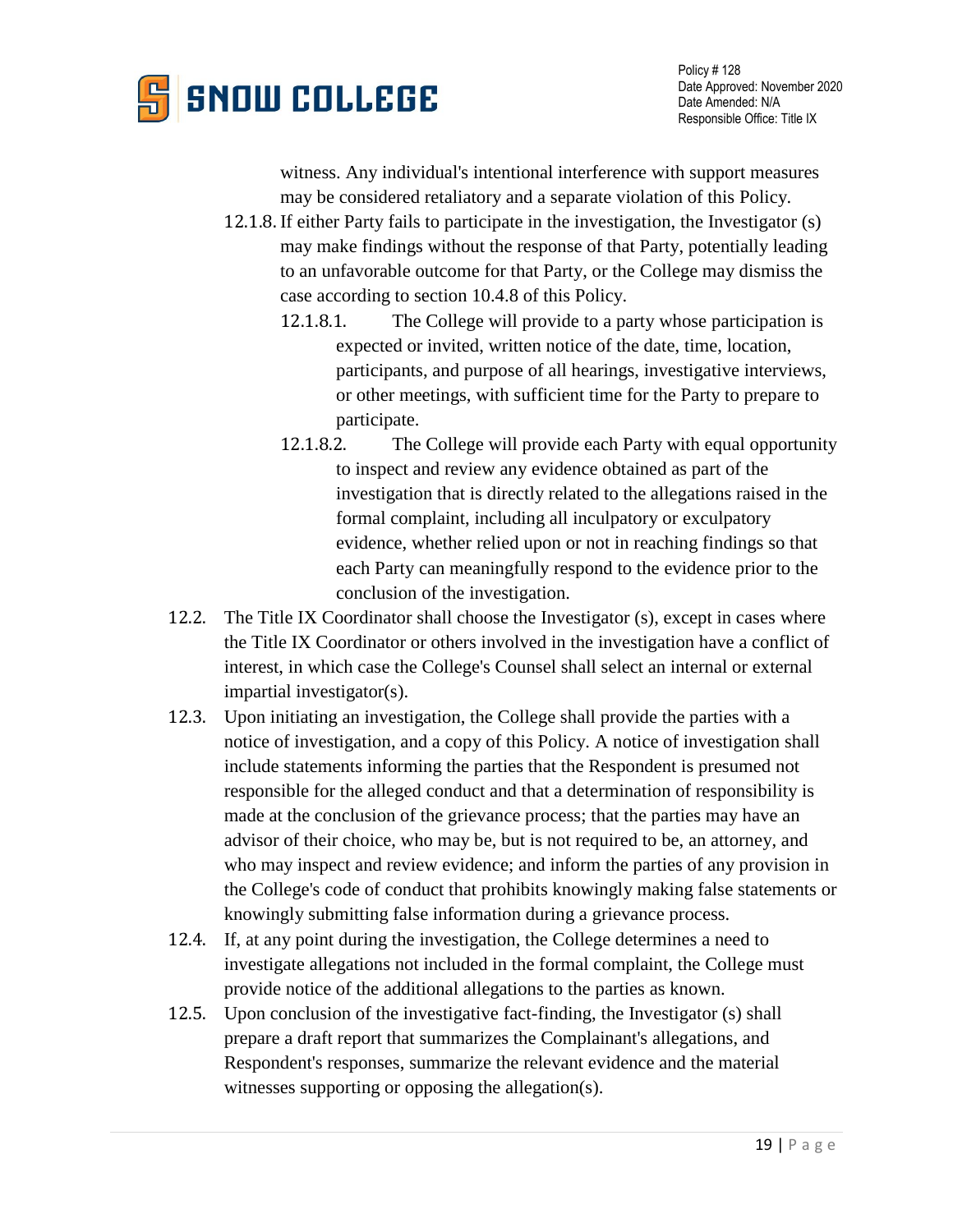witness. Any individual's intentional interference with support measures may be considered retaliatory and a separate violation of this Policy.

12.1.8. If either Party fails to participate in the investigation, the Investigator (s) may make findings without the response of that Party, potentially leading to an unfavorable outcome for that Party, or the College may dismiss the case according to section 10.4.8 of this Policy.

12.1.8.1. The College will provide to a party whose participation is expected or invited, written notice of the date, time, location, participants, and purpose of all hearings, investigative interviews, or other meetings, with sufficient time for the Party to prepare to participate.

12.1.8.2. The College will provide each Party with equal opportunity to inspect and review any evidence obtained as part of the investigation that is directly related to the allegations raised in the formal complaint, including all inculpatory or exculpatory evidence, whether relied upon or not in reaching findings so that each Party can meaningfully respond to the evidence prior to the conclusion of the investigation.

12.2. The Title IX Coordinator shall choose the Investigator (s), except in cases where the Title IX Coordinator or others involved in the investigation have a conflict of interest, in which case the College's Counsel shall select an internal or external impartial investigator(s).

12.3. Upon initiating an investigation, the College shall provide the parties with a notice of investigation, and a copy of this Policy. A notice of investigation shall include statements informing the parties that the Respondent is presumed not responsible for the alleged conduct and that a determination of responsibility is made at the conclusion of the grievance process; that the parties may have an advisor of their choice, who may be, but is not required to be, an attorney, and who may inspect and review evidence; and inform the parties of any provision in the College's code of conduct that prohibits knowingly making false statements or knowingly submitting false information during a grievance process.

12.4. If, at any point during the investigation, the College determines a need to investigate allegations not included in the formal complaint, the College must provide notice of the additional allegations to the parties as known.

12.5. Upon conclusion of the investigative fact-finding, the Investigator (s) shall prepare a draft report that summarizes the Complainant's allegations, and Respondent's responses, summarize the relevant evidence and the material witnesses supporting or opposing the allegation(s).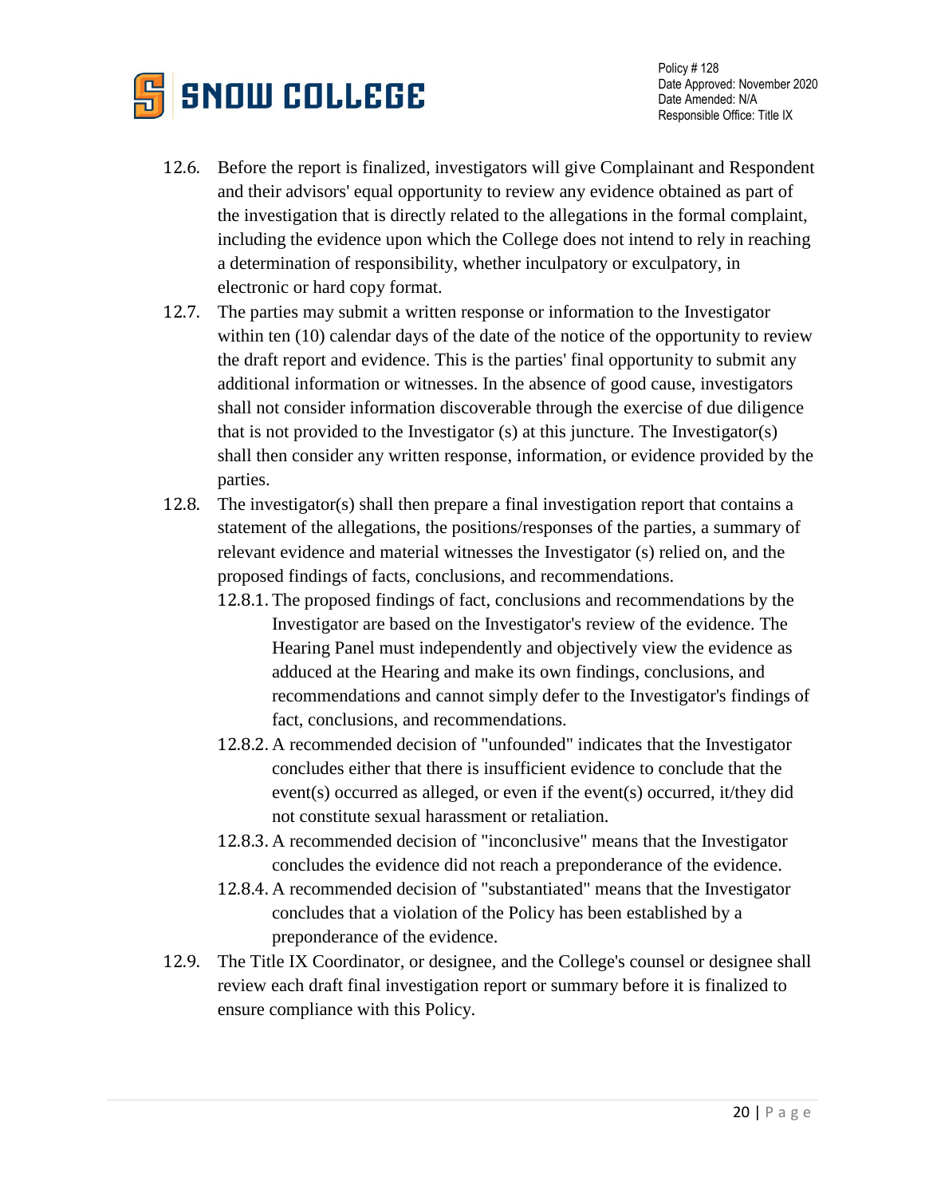12.6. Before the report is finalized, investigators will give Complainant and Respondent and their advisors' equal opportunity to review any evidence obtained as part of the investigation that is directly related to the allegations in the formal complaint, including the evidence upon which the College does not intend to rely in reaching a determination of responsibility, whether inculpatory or exculpatory, in electronic or hard copy format.

12.7. The parties may submit a written response or information to the Investigator within ten (10) calendar days of the date of the notice of the opportunity to review the draft report and evidence. This is the parties' final opportunity to submit any additional information or witnesses. In the absence of good cause, investigators shall not consider information discoverable through the exercise of due diligence that is not provided to the Investigator (s) at this juncture. The Investigator(s) shall then consider any written response, information, or evidence provided by the parties.

12.8. The investigator(s) shall then prepare a final investigation report that contains a statement of the allegations, the positions/responses of the parties, a summary of relevant evidence and material witnesses the Investigator (s) relied on, and the proposed findings of facts, conclusions, and recommendations.

- 12.8.1. The proposed findings of fact, conclusions and recommendations by the Investigator are based on the Investigator's review of the evidence. The Hearing Panel must independently and objectively view the evidence as adduced at the Hearing and make its own findings, conclusions, and recommendations and cannot simply defer to the Investigator's findings of fact, conclusions, and recommendations.
- 12.8.2. A recommended decision of "unfounded" indicates that the Investigator concludes either that there is insufficient evidence to conclude that the event(s) occurred as alleged, or even if the event(s) occurred, it/they did not constitute sexual harassment or retaliation.
- 12.8.3. A recommended decision of "inconclusive" means that the Investigator concludes the evidence did not reach a preponderance of the evidence.
- 12.8.4. A recommended decision of "substantiated" means that the Investigator concludes that a violation of the Policy has been established by a preponderance of the evidence.

12.9. The Title IX Coordinator, or designee, and the College's counsel or designee shall review each draft final investigation report or summary before it is finalized to ensure compliance with this Policy.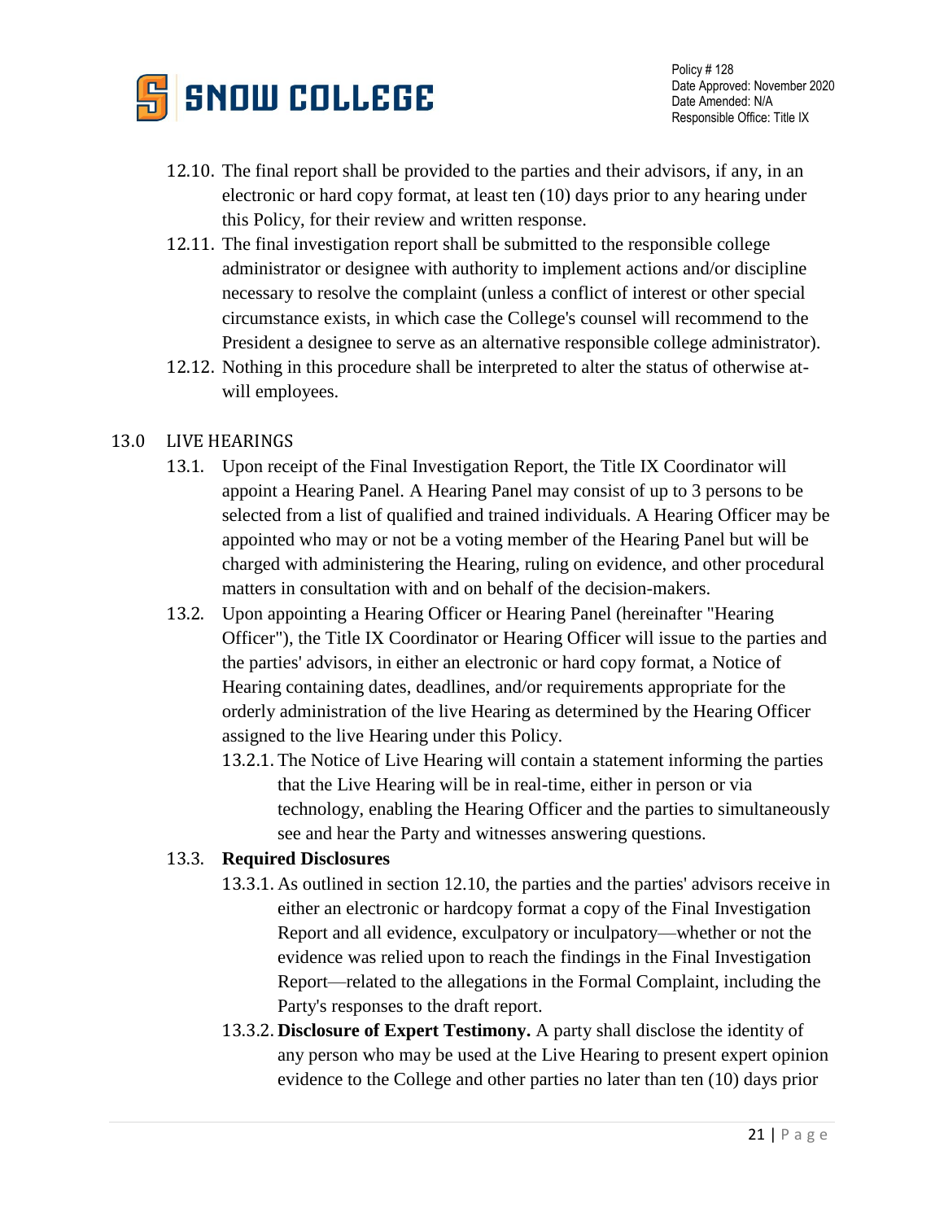12.10. The final report shall be provided to the parties and their advisors, if any, in an electronic or hard copy format, at least ten (10) days prior to any hearing under this Policy, for their review and written response.

12.11. The final investigation report shall be submitted to the responsible college administrator or designee with authority to implement actions and/or discipline necessary to resolve the complaint (unless a conflict of interest or other special circumstance exists, in which case the College's counsel will recommend to the President a designee to serve as an alternative responsible college administrator).

12.12. Nothing in this procedure shall be interpreted to alter the status of otherwise at-will employees.

## 13.0 LIVE HEARINGS

13.1. Upon receipt of the Final Investigation Report, the Title IX Coordinator will appoint a Hearing Panel. A Hearing Panel may consist of up to 3 persons to be selected from a list of qualified and trained individuals. A Hearing Officer may be appointed who may or not be a voting member of the Hearing Panel but will be charged with administering the Hearing, ruling on evidence, and other procedural matters in consultation with and on behalf of the decision-makers.

13.2. Upon appointing a Hearing Officer or Hearing Panel (hereinafter "Hearing Officer"), the Title IX Coordinator or Hearing Officer will issue to the parties and the parties' advisors, in either an electronic or hard copy format, a Notice of Hearing containing dates, deadlines, and/or requirements appropriate for the orderly administration of the live Hearing as determined by the Hearing Officer assigned to the live Hearing under this Policy.

13.2.1. The Notice of Live Hearing will contain a statement informing the parties that the Live Hearing will be in real-time, either in person or via technology, enabling the Hearing Officer and the parties to simultaneously see and hear the Party and witnesses answering questions.

13.3. **Required Disclosures**

13.3.1. As outlined in section 12.10, the parties and the parties' advisors receive in either an electronic or hardcopy format a copy of the Final Investigation Report and all evidence, exculpatory or inculpatory—whether or not the evidence was relied upon to reach the findings in the Final Investigation Report—related to the allegations in the Formal Complaint, including the Party's responses to the draft report.

13.3.2. **Disclosure of Expert Testimony.** A party shall disclose the identity of any person who may be used at the Live Hearing to present expert opinion evidence to the College and other parties no later than ten (10) days prior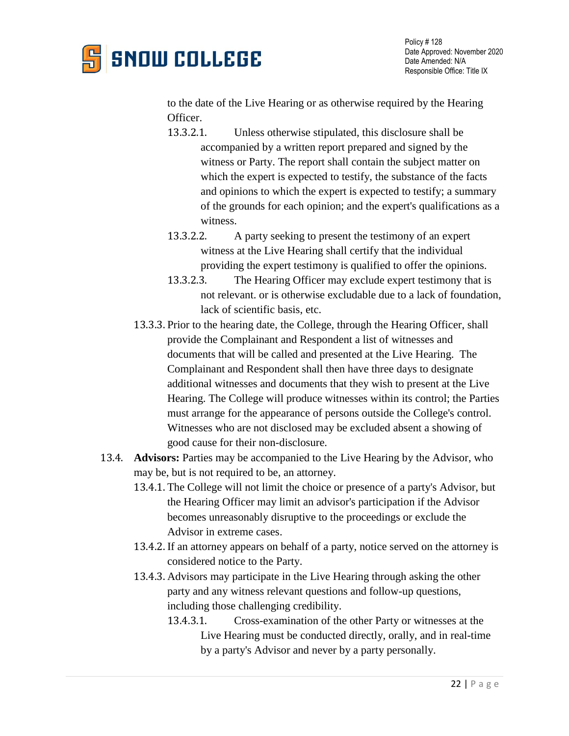to the date of the Live Hearing or as otherwise required by the Hearing Officer.

13.3.2.1. Unless otherwise stipulated, this disclosure shall be accompanied by a written report prepared and signed by the witness or Party. The report shall contain the subject matter on which the expert is expected to testify, the substance of the facts and opinions to which the expert is expected to testify; a summary of the grounds for each opinion; and the expert's qualifications as a witness.

13.3.2.2. A party seeking to present the testimony of an expert witness at the Live Hearing shall certify that the individual providing the expert testimony is qualified to offer the opinions.

13.3.2.3. The Hearing Officer may exclude expert testimony that is not relevant. or is otherwise excludable due to a lack of foundation, lack of scientific basis, etc.

13.3.3. Prior to the hearing date, the College, through the Hearing Officer, shall provide the Complainant and Respondent a list of witnesses and documents that will be called and presented at the Live Hearing. The Complainant and Respondent shall then have three days to designate additional witnesses and documents that they wish to present at the Live Hearing. The College will produce witnesses within its control; the Parties must arrange for the appearance of persons outside the College's control. Witnesses who are not disclosed may be excluded absent a showing of good cause for their non-disclosure.

13.4. **Advisors:** Parties may be accompanied to the Live Hearing by the Advisor, who may be, but is not required to be, an attorney.

13.4.1. The College will not limit the choice or presence of a party's Advisor, but the Hearing Officer may limit an advisor's participation if the Advisor becomes unreasonably disruptive to the proceedings or exclude the Advisor in extreme cases.

13.4.2. If an attorney appears on behalf of a party, notice served on the attorney is considered notice to the Party.

13.4.3. Advisors may participate in the Live Hearing through asking the other party and any witness relevant questions and follow-up questions, including those challenging credibility.

13.4.3.1. Cross-examination of the other Party or witnesses at the Live Hearing must be conducted directly, orally, and in real-time by a party's Advisor and never by a party personally.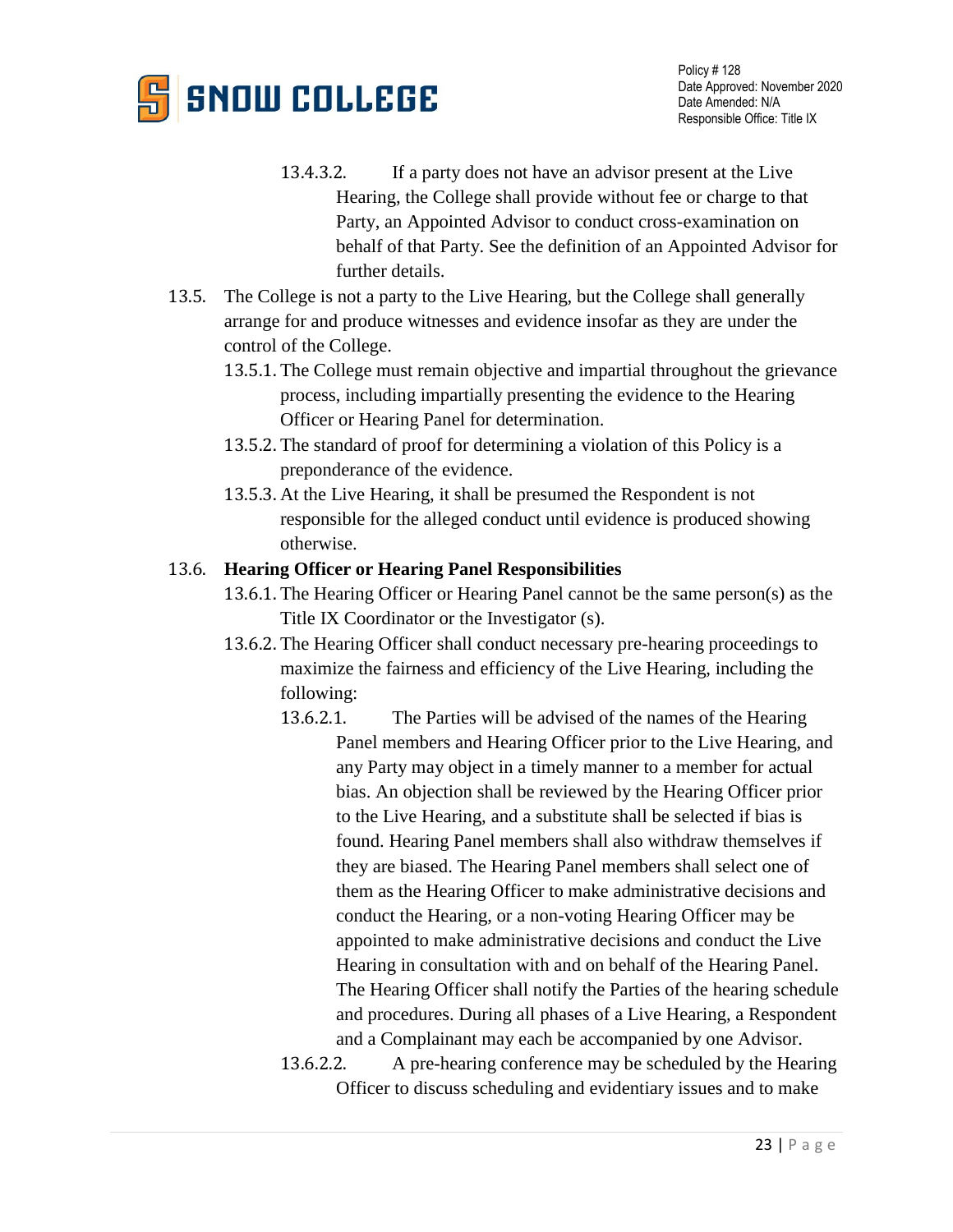13.4.3.2. If a party does not have an advisor present at the Live Hearing, the College shall provide without fee or charge to that Party, an Appointed Advisor to conduct cross-examination on behalf of that Party. See the definition of an Appointed Advisor for further details.

13.5. The College is not a party to the Live Hearing, but the College shall generally arrange for and produce witnesses and evidence insofar as they are under the control of the College.

13.5.1. The College must remain objective and impartial throughout the grievance process, including impartially presenting the evidence to the Hearing Officer or Hearing Panel for determination.

13.5.2. The standard of proof for determining a violation of this Policy is a preponderance of the evidence.

13.5.3. At the Live Hearing, it shall be presumed the Respondent is not responsible for the alleged conduct until evidence is produced showing otherwise.

13.6. **Hearing Officer or Hearing Panel Responsibilities**

13.6.1. The Hearing Officer or Hearing Panel cannot be the same person(s) as the Title IX Coordinator or the Investigator (s).

13.6.2. The Hearing Officer shall conduct necessary pre-hearing proceedings to maximize the fairness and efficiency of the Live Hearing, including the following:

13.6.2.1. The Parties will be advised of the names of the Hearing Panel members and Hearing Officer prior to the Live Hearing, and any Party may object in a timely manner to a member for actual bias. An objection shall be reviewed by the Hearing Officer prior to the Live Hearing, and a substitute shall be selected if bias is found. Hearing Panel members shall also withdraw themselves if they are biased. The Hearing Panel members shall select one of them as the Hearing Officer to make administrative decisions and conduct the Hearing, or a non-voting Hearing Officer may be appointed to make administrative decisions and conduct the Live Hearing in consultation with and on behalf of the Hearing Panel. The Hearing Officer shall notify the Parties of the hearing schedule and procedures. During all phases of a Live Hearing, a Respondent and a Complainant may each be accompanied by one Advisor.

13.6.2.2. A pre-hearing conference may be scheduled by the Hearing Officer to discuss scheduling and evidentiary issues and to make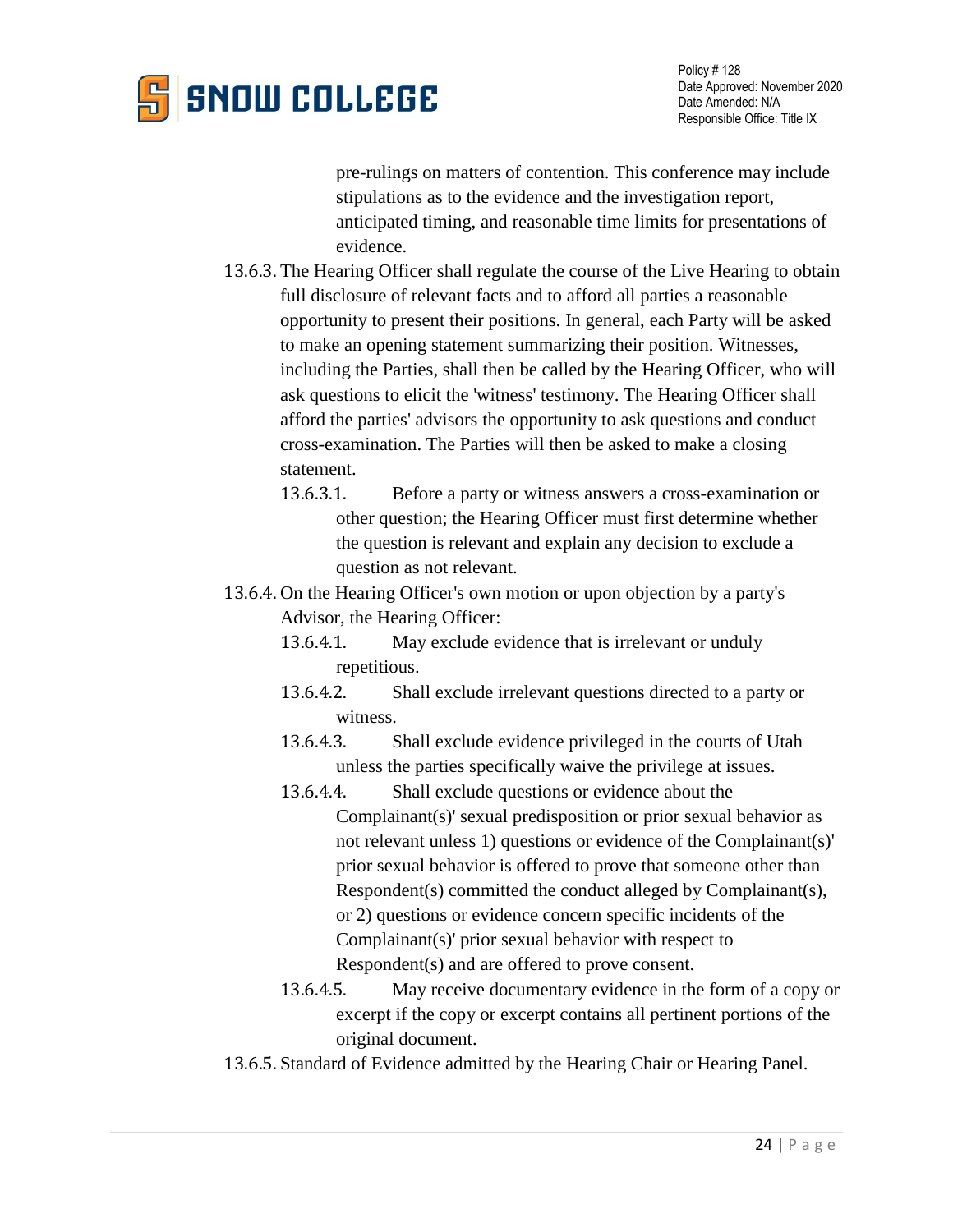pre-rulings on matters of contention. This conference may include stipulations as to the evidence and the investigation report, anticipated timing, and reasonable time limits for presentations of evidence.

13.6.3. The Hearing Officer shall regulate the course of the Live Hearing to obtain full disclosure of relevant facts and to afford all parties a reasonable opportunity to present their positions. In general, each Party will be asked to make an opening statement summarizing their position. Witnesses, including the Parties, shall then be called by the Hearing Officer, who will ask questions to elicit the 'witness' testimony. The Hearing Officer shall afford the parties' advisors the opportunity to ask questions and conduct cross-examination. The Parties will then be asked to make a closing statement.

- 13.6.3.1. Before a party or witness answers a cross-examination or other question; the Hearing Officer must first determine whether the question is relevant and explain any decision to exclude a question as not relevant.

13.6.4. On the Hearing Officer's own motion or upon objection by a party's Advisor, the Hearing Officer:

- 13.6.4.1. May exclude evidence that is irrelevant or unduly repetitious.
- 13.6.4.2. Shall exclude irrelevant questions directed to a party or witness.
- 13.6.4.3. Shall exclude evidence privileged in the courts of Utah unless the parties specifically waive the privilege at issues.
- 13.6.4.4. Shall exclude questions or evidence about the Complainant(s)' sexual predisposition or prior sexual behavior as not relevant unless 1) questions or evidence of the Complainant(s)' prior sexual behavior is offered to prove that someone other than Respondent(s) committed the conduct alleged by Complainant(s), or 2) questions or evidence concern specific incidents of the Complainant(s)' prior sexual behavior with respect to Respondent(s) and are offered to prove consent.
- 13.6.4.5. May receive documentary evidence in the form of a copy or excerpt if the copy or excerpt contains all pertinent portions of the original document.

13.6.5. Standard of Evidence admitted by the Hearing Chair or Hearing Panel.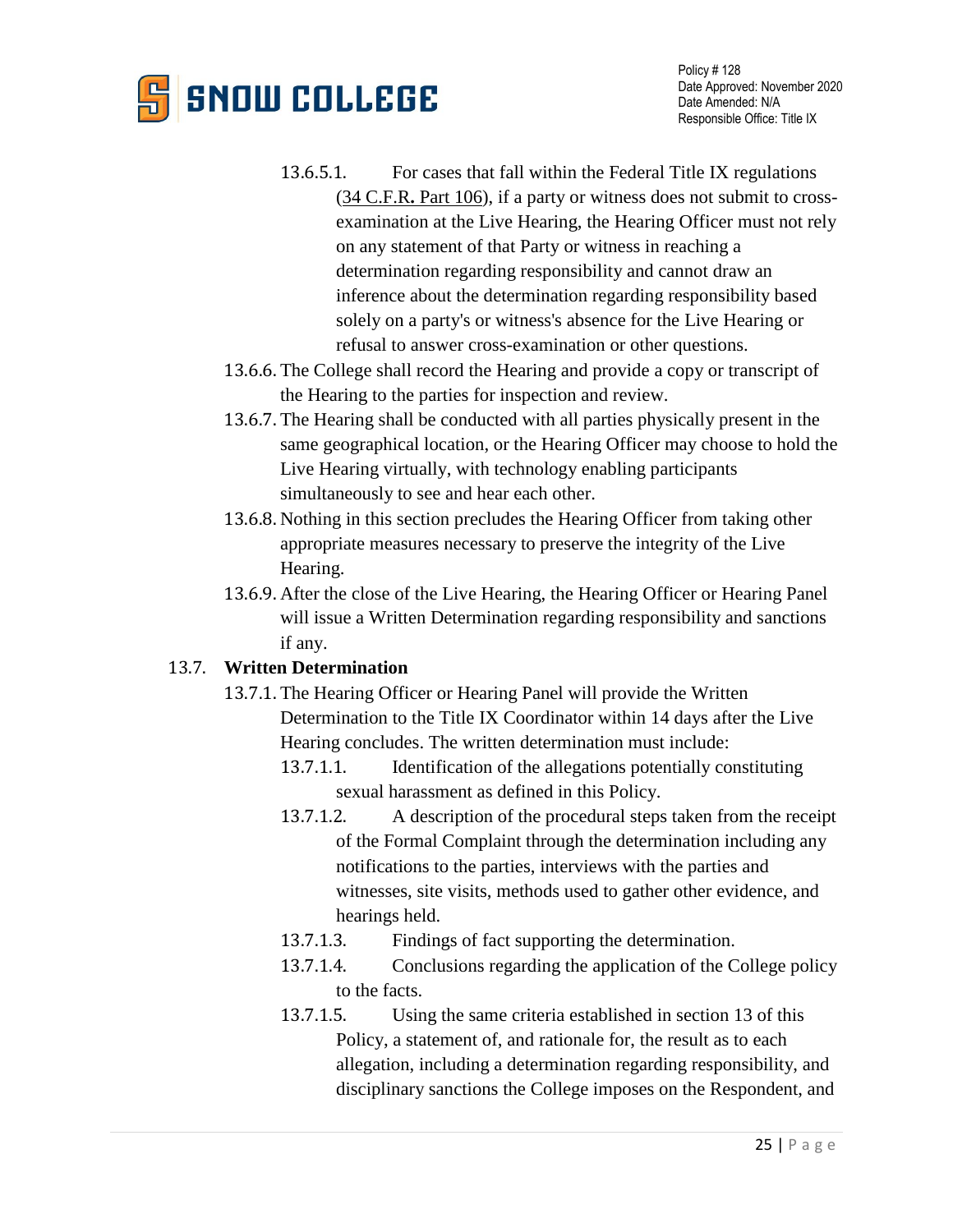13.6.5.1. For cases that fall within the Federal Title IX regulations (34 C.F.R. Part 106), if a party or witness does not submit to cross-examination at the Live Hearing, the Hearing Officer must not rely on any statement of that Party or witness in reaching a determination regarding responsibility and cannot draw an inference about the determination regarding responsibility based solely on a party's or witness's absence for the Live Hearing or refusal to answer cross-examination or other questions.

13.6.6. The College shall record the Hearing and provide a copy or transcript of the Hearing to the parties for inspection and review.

13.6.7. The Hearing shall be conducted with all parties physically present in the same geographical location, or the Hearing Officer may choose to hold the Live Hearing virtually, with technology enabling participants simultaneously to see and hear each other.

13.6.8. Nothing in this section precludes the Hearing Officer from taking other appropriate measures necessary to preserve the integrity of the Live Hearing.

13.6.9. After the close of the Live Hearing, the Hearing Officer or Hearing Panel will issue a Written Determination regarding responsibility and sanctions if any.

13.7. **Written Determination**

13.7.1. The Hearing Officer or Hearing Panel will provide the Written Determination to the Title IX Coordinator within 14 days after the Live Hearing concludes. The written determination must include:

13.7.1.1. Identification of the allegations potentially constituting sexual harassment as defined in this Policy.

13.7.1.2. A description of the procedural steps taken from the receipt of the Formal Complaint through the determination including any notifications to the parties, interviews with the parties and witnesses, site visits, methods used to gather other evidence, and hearings held.

13.7.1.3. Findings of fact supporting the determination.

13.7.1.4. Conclusions regarding the application of the College policy to the facts.

13.7.1.5. Using the same criteria established in section 13 of this Policy, a statement of, and rationale for, the result as to each allegation, including a determination regarding responsibility, and disciplinary sanctions the College imposes on the Respondent, and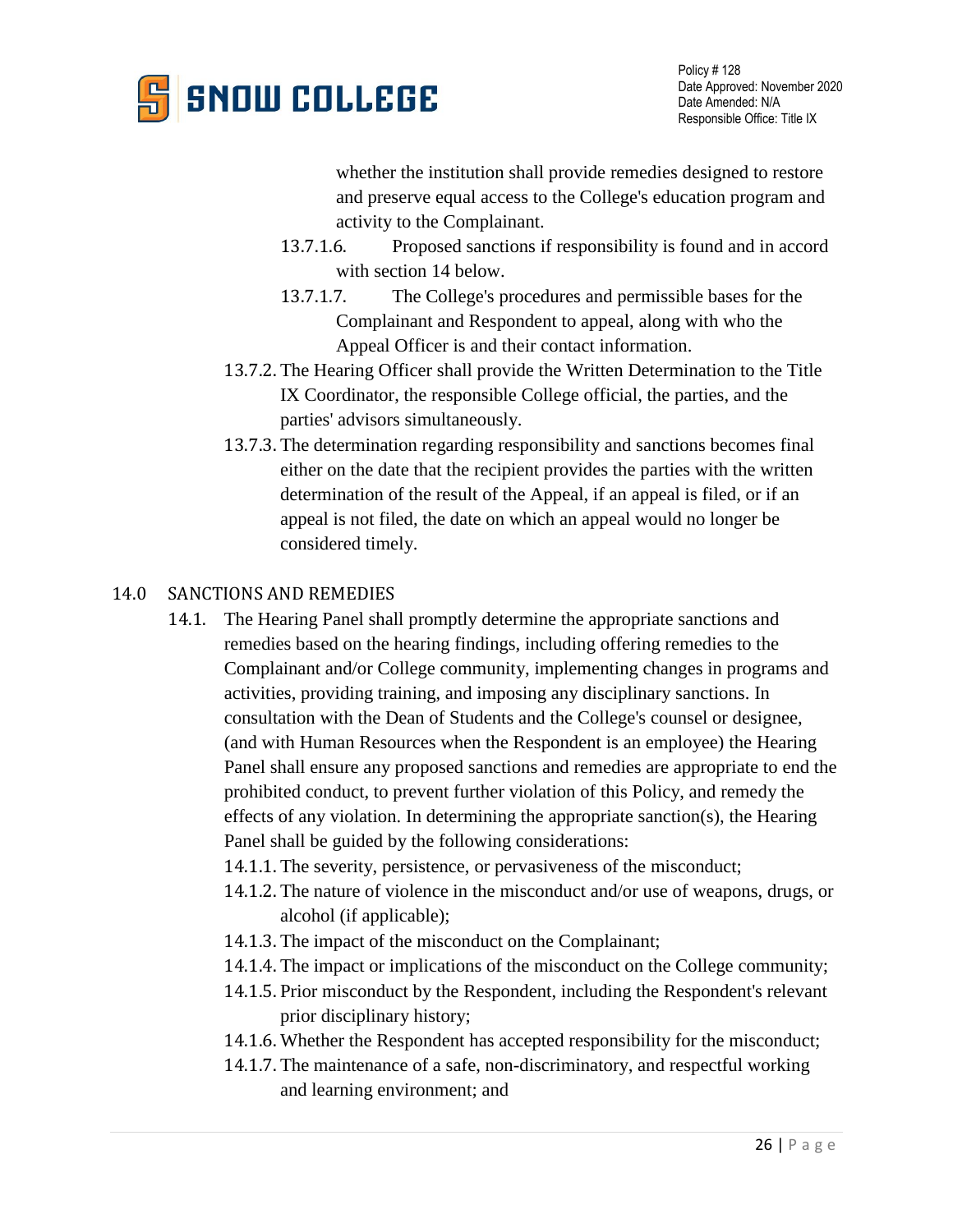whether the institution shall provide remedies designed to restore and preserve equal access to the College's education program and activity to the Complainant.

13.7.1.6. Proposed sanctions if responsibility is found and in accord with section 14 below.

13.7.1.7. The College's procedures and permissible bases for the Complainant and Respondent to appeal, along with who the Appeal Officer is and their contact information.

13.7.2. The Hearing Officer shall provide the Written Determination to the Title IX Coordinator, the responsible College official, the parties, and the parties' advisors simultaneously.

13.7.3. The determination regarding responsibility and sanctions becomes final either on the date that the recipient provides the parties with the written determination of the result of the Appeal, if an appeal is filed, or if an appeal is not filed, the date on which an appeal would no longer be considered timely.

## 14.0 SANCTIONS AND REMEDIES

14.1. The Hearing Panel shall promptly determine the appropriate sanctions and remedies based on the hearing findings, including offering remedies to the Complainant and/or College community, implementing changes in programs and activities, providing training, and imposing any disciplinary sanctions. In consultation with the Dean of Students and the College's counsel or designee, (and with Human Resources when the Respondent is an employee) the Hearing Panel shall ensure any proposed sanctions and remedies are appropriate to end the prohibited conduct, to prevent further violation of this Policy, and remedy the effects of any violation. In determining the appropriate sanction(s), the Hearing Panel shall be guided by the following considerations:

14.1.1. The severity, persistence, or pervasiveness of the misconduct;

14.1.2. The nature of violence in the misconduct and/or use of weapons, drugs, or alcohol (if applicable);

14.1.3. The impact of the misconduct on the Complainant;

14.1.4. The impact or implications of the misconduct on the College community;

14.1.5. Prior misconduct by the Respondent, including the Respondent's relevant prior disciplinary history;

14.1.6. Whether the Respondent has accepted responsibility for the misconduct;

14.1.7. The maintenance of a safe, non-discriminatory, and respectful working and learning environment; and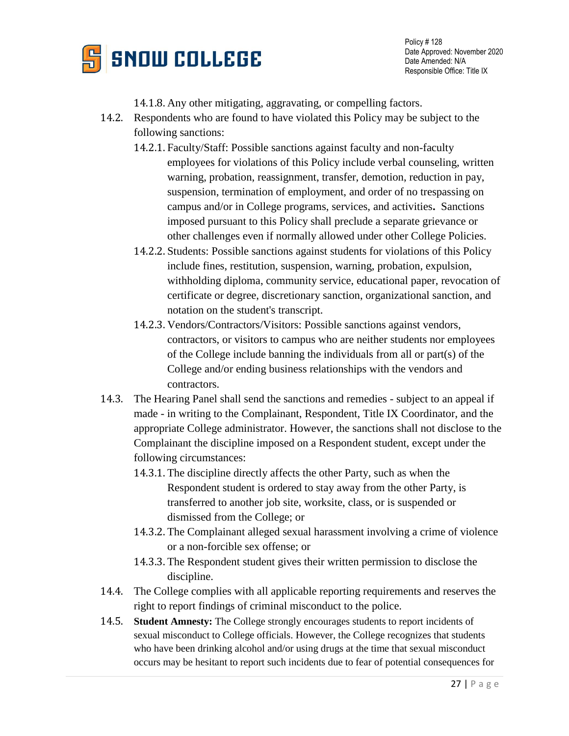14.1.8. Any other mitigating, aggravating, or compelling factors.

14.2. Respondents who are found to have violated this Policy may be subject to the following sanctions:

14.2.1. Faculty/Staff: Possible sanctions against faculty and non-faculty employees for violations of this Policy include verbal counseling, written warning, probation, reassignment, transfer, demotion, reduction in pay, suspension, termination of employment, and order of no trespassing on campus and/or in College programs, services, and activities**.** Sanctions imposed pursuant to this Policy shall preclude a separate grievance or other challenges even if normally allowed under other College Policies.

14.2.2. Students: Possible sanctions against students for violations of this Policy include fines, restitution, suspension, warning, probation, expulsion, withholding diploma, community service, educational paper, revocation of certificate or degree, discretionary sanction, organizational sanction, and notation on the student's transcript.

14.2.3. Vendors/Contractors/Visitors: Possible sanctions against vendors, contractors, or visitors to campus who are neither students nor employees of the College include banning the individuals from all or part(s) of the College and/or ending business relationships with the vendors and contractors.

14.3. The Hearing Panel shall send the sanctions and remedies - subject to an appeal if made - in writing to the Complainant, Respondent, Title IX Coordinator, and the appropriate College administrator. However, the sanctions shall not disclose to the Complainant the discipline imposed on a Respondent student, except under the following circumstances:

14.3.1. The discipline directly affects the other Party, such as when the Respondent student is ordered to stay away from the other Party, is transferred to another job site, worksite, class, or is suspended or dismissed from the College; or

14.3.2. The Complainant alleged sexual harassment involving a crime of violence or a non-forcible sex offense; or

14.3.3. The Respondent student gives their written permission to disclose the discipline.

14.4. The College complies with all applicable reporting requirements and reserves the right to report findings of criminal misconduct to the police.

14.5. **Student Amnesty:** The College strongly encourages students to report incidents of sexual misconduct to College officials. However, the College recognizes that students who have been drinking alcohol and/or using drugs at the time that sexual misconduct occurs may be hesitant to report such incidents due to fear of potential consequences for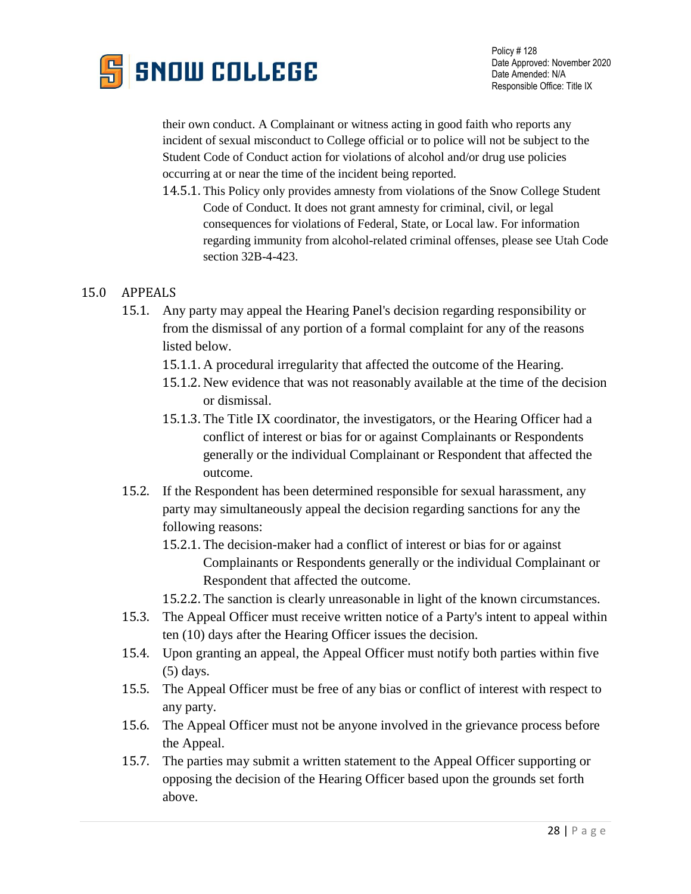their own conduct. A Complainant or witness acting in good faith who reports any incident of sexual misconduct to College official or to police will not be subject to the Student Code of Conduct action for violations of alcohol and/or drug use policies occurring at or near the time of the incident being reported.

14.5.1. This Policy only provides amnesty from violations of the Snow College Student Code of Conduct. It does not grant amnesty for criminal, civil, or legal consequences for violations of Federal, State, or Local law. For information regarding immunity from alcohol-related criminal offenses, please see Utah Code section 32B-4-423.

## 15.0 APPEALS

15.1. Any party may appeal the Hearing Panel's decision regarding responsibility or from the dismissal of any portion of a formal complaint for any of the reasons listed below.

15.1.1. A procedural irregularity that affected the outcome of the Hearing.

15.1.2. New evidence that was not reasonably available at the time of the decision or dismissal.

15.1.3. The Title IX coordinator, the investigators, or the Hearing Officer had a conflict of interest or bias for or against Complainants or Respondents generally or the individual Complainant or Respondent that affected the outcome.

15.2. If the Respondent has been determined responsible for sexual harassment, any party may simultaneously appeal the decision regarding sanctions for any the following reasons:

15.2.1. The decision-maker had a conflict of interest or bias for or against Complainants or Respondents generally or the individual Complainant or Respondent that affected the outcome.

15.2.2. The sanction is clearly unreasonable in light of the known circumstances.

15.3. The Appeal Officer must receive written notice of a Party's intent to appeal within ten (10) days after the Hearing Officer issues the decision.

15.4. Upon granting an appeal, the Appeal Officer must notify both parties within five (5) days.

15.5. The Appeal Officer must be free of any bias or conflict of interest with respect to any party.

15.6. The Appeal Officer must not be anyone involved in the grievance process before the Appeal.

15.7. The parties may submit a written statement to the Appeal Officer supporting or opposing the decision of the Hearing Officer based upon the grounds set forth above.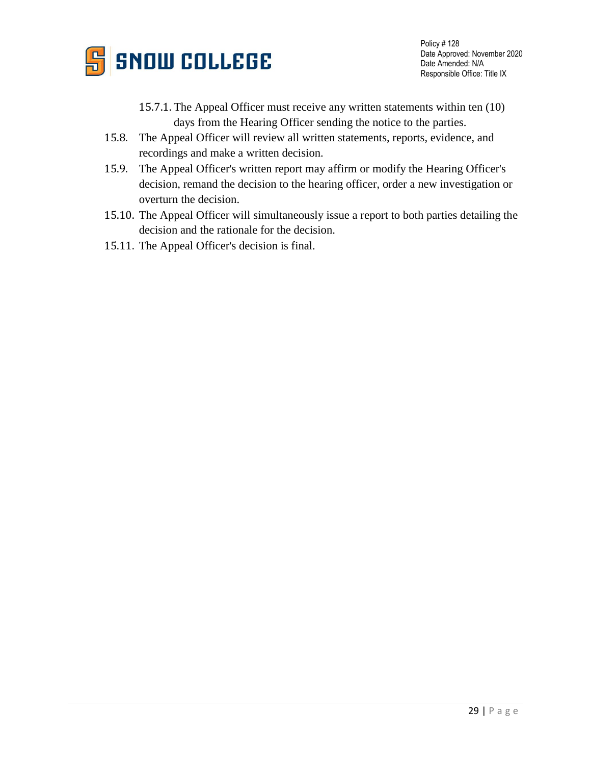15.7.1. The Appeal Officer must receive any written statements within ten (10) days from the Hearing Officer sending the notice to the parties.

15.8. The Appeal Officer will review all written statements, reports, evidence, and recordings and make a written decision.

15.9. The Appeal Officer's written report may affirm or modify the Hearing Officer's decision, remand the decision to the hearing officer, order a new investigation or overturn the decision.

15.10. The Appeal Officer will simultaneously issue a report to both parties detailing the decision and the rationale for the decision.

15.11. The Appeal Officer's decision is final.